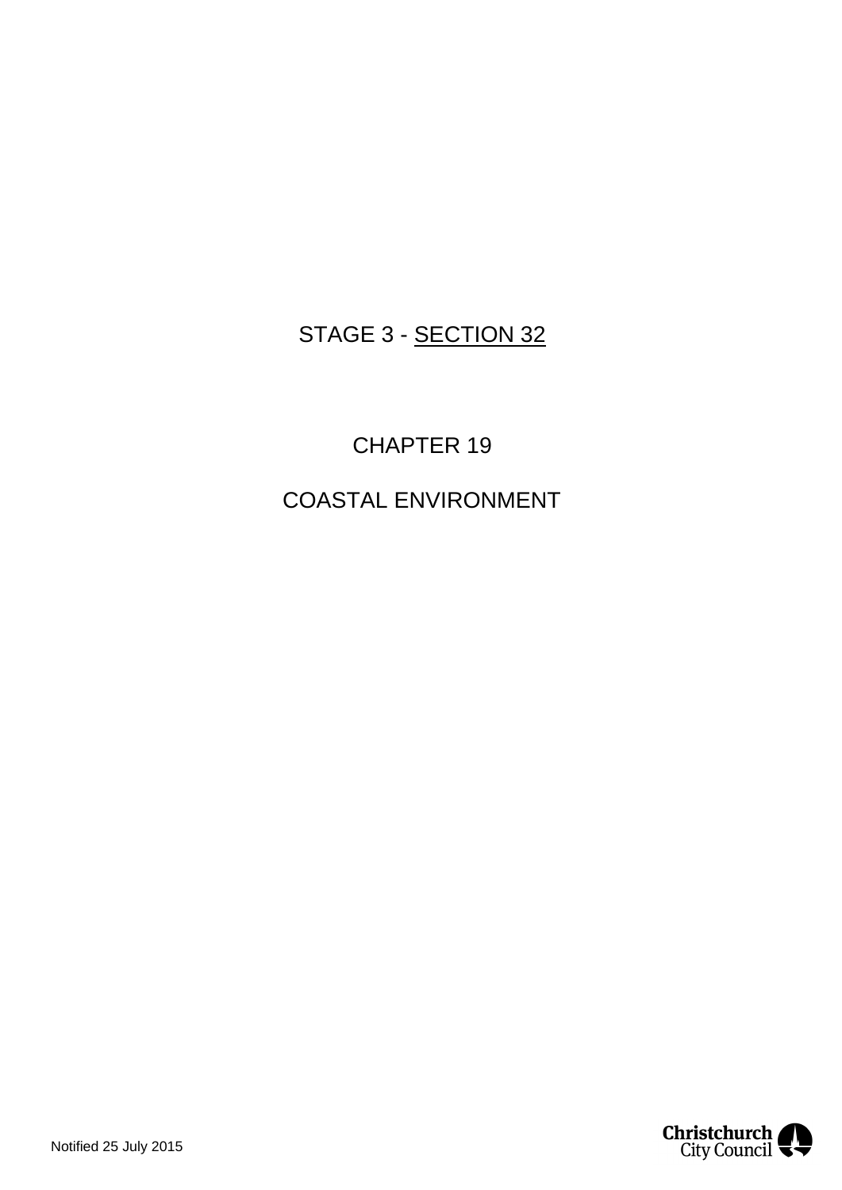STAGE 3 - <u>SECTION 32</u>

# CHAPTER 19

# COASTAL ENVIRONMENT

Notified 25 July 2015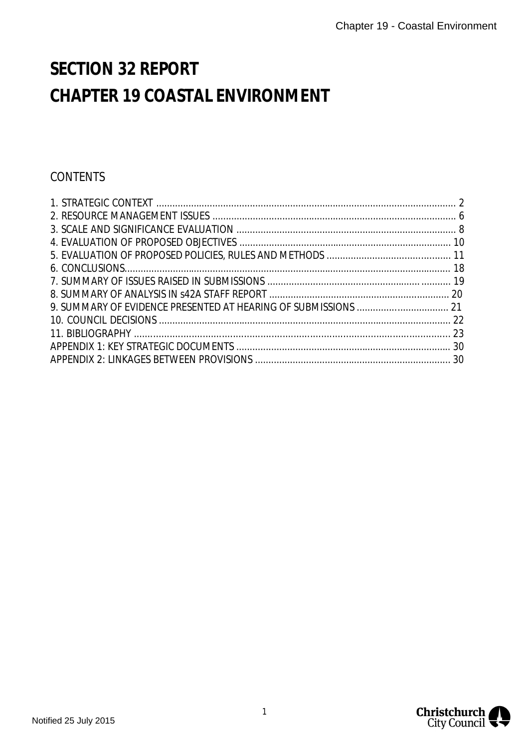# SECTION 32 REPORT

# CHAPTER 19 COASTAL ENVIRONMENT

CONTENTS

1. STRATEGIC CONTEXT ............................................................................................................. 2
2. RESOURCE MANAGEMENT ISSUES ......................................................................................... 6
3. SCALE AND SIGNIFICANCE EVALUATION ................................................................................ 8
4. EVALUATION OF PROPOSED OBJECTIVES ............................................................................. 10
5. EVALUATION OF PROPOSED POLICIES, RULES AND METHODS ............................................. 11
6. CONCLUSIONS......................................................................................................................... 18
7. SUMMARY OF ISSUES RAISED IN SUBMISSIONS ..................................................................... 19
8. SUMMARY OF ANALYSIS IN s42A STAFF REPORT ................................................................... 20
9. SUMMARY OF EVIDENCE PRESENTED AT HEARING OF SUBMISSIONS .................................. 21
10. COUNCIL DECISIONS ............................................................................................................ 22
11. BIBLIOGRAPHY ..................................................................................................................... 23

APPENDIX 1: KEY STRATEGIC DOCUMENTS ............................................................................... 30
APPENDIX 2: LINKAGES BETWEEN PROVISIONS ......................................................................... 30

Notified 25 July 2015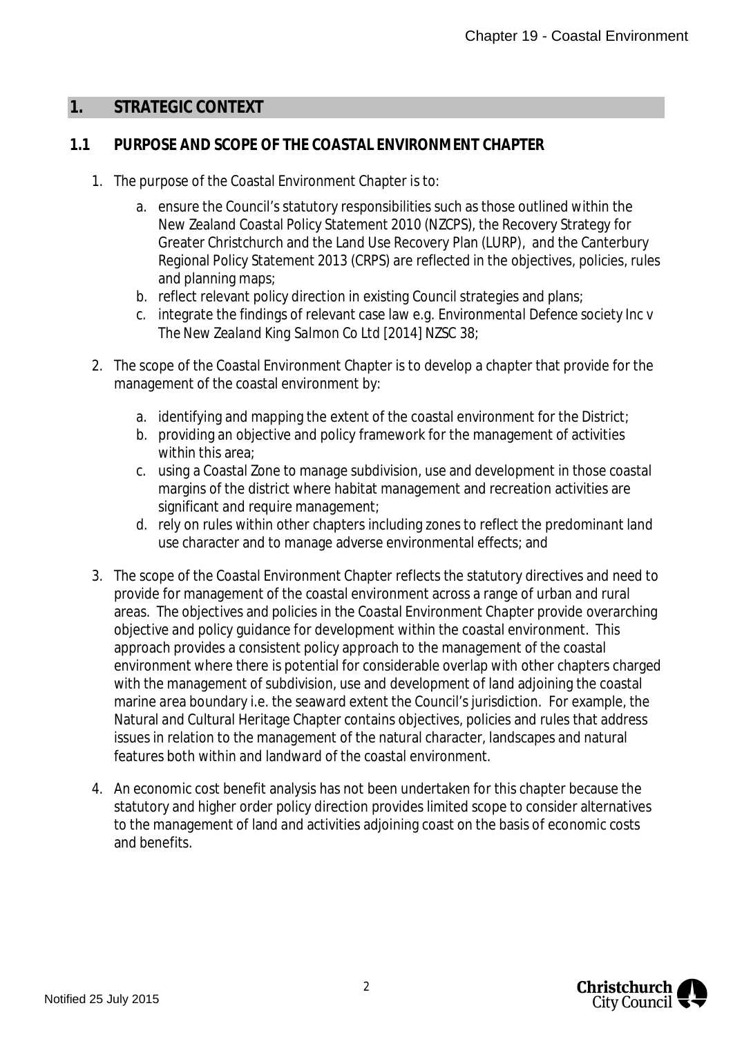## 1. STRATEGIC CONTEXT

### 1.1 PURPOSE AND SCOPE OF THE COASTAL ENVIRONMENT CHAPTER

1. The purpose of the Coastal Environment Chapter is to:
    a. ensure the Council's statutory responsibilities such as those outlined within the New Zealand Coastal Policy Statement 2010 (NZCPS), the Recovery Strategy for Greater Christchurch and the Land Use Recovery Plan (LURP), and the Canterbury Regional Policy Statement 2013 (CRPS) are reflected in the objectives, policies, rules and planning maps;
    b. reflect relevant policy direction in existing Council strategies and plans;
    c. integrate the findings of relevant case law e.g. *Environmental Defence society Inc v The New Zealand King Salmon Co Ltd [2014] NZSC 38*;

2. The scope of the Coastal Environment Chapter is to develop a chapter that provide for the management of the coastal environment by:
    a. identifying and mapping the extent of the coastal environment for the District;
    b. providing an objective and policy framework for the management of activities within this area;
    c. using a Coastal Zone to manage subdivision, use and development in those coastal margins of the district where habitat management and recreation activities are significant and require management;
    d. rely on rules within other chapters including zones to reflect the predominant land use character and to manage adverse environmental effects; and

3. The scope of the Coastal Environment Chapter reflects the statutory directives and need to provide for management of the coastal environment across a range of urban and rural areas. The objectives and policies in the Coastal Environment Chapter provide overarching objective and policy guidance for development within the coastal environment. This approach provides a consistent policy approach to the management of the coastal environment where there is potential for considerable overlap with other chapters charged with the management of subdivision, use and development of land adjoining the coastal marine area boundary i.e. the seaward extent the Council's jurisdiction. For example, the Natural and Cultural Heritage Chapter contains objectives, policies and rules that address issues in relation to the management of the natural character, landscapes and natural features both within and landward of the coastal environment.

4. An economic cost benefit analysis has not been undertaken for this chapter because the statutory and higher order policy direction provides limited scope to consider alternatives to the management of land and activities adjoining coast on the basis of economic costs and benefits.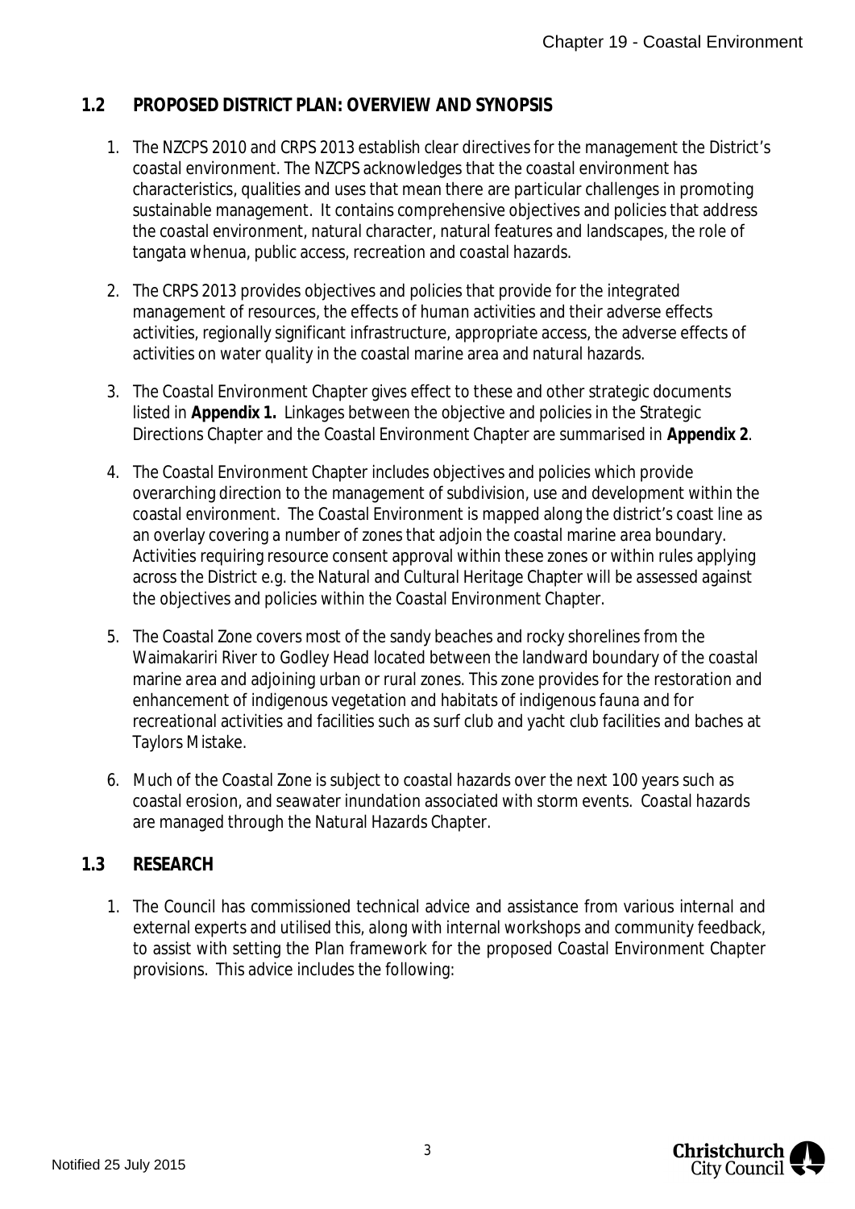## 1.2 PROPOSED DISTRICT PLAN: OVERVIEW AND SYNOPSIS

1. The NZCPS 2010 and CRPS 2013 establish clear directives for the management the District's coastal environment. The NZCPS acknowledges that the coastal environment has characteristics, qualities and uses that mean there are particular challenges in promoting sustainable management. It contains comprehensive objectives and policies that address the coastal environment, natural character, natural features and landscapes, the role of tangata whenua, public access, recreation and coastal hazards.

2. The CRPS 2013 provides objectives and policies that provide for the integrated management of resources, the effects of human activities and their adverse effects activities, regionally significant infrastructure, appropriate access, the adverse effects of activities on water quality in the coastal marine area and natural hazards.

3. The Coastal Environment Chapter gives effect to these and other strategic documents listed in **Appendix 1.** Linkages between the objective and policies in the Strategic Directions Chapter and the Coastal Environment Chapter are summarised in **Appendix 2**.

4. The Coastal Environment Chapter includes objectives and policies which provide overarching direction to the management of subdivision, use and development within the coastal environment. The Coastal Environment is mapped along the district's coast line as an overlay covering a number of zones that adjoin the coastal marine area boundary. Activities requiring resource consent approval within these zones or within rules applying across the District e.g. the Natural and Cultural Heritage Chapter will be assessed against the objectives and policies within the Coastal Environment Chapter.

5. The Coastal Zone covers most of the sandy beaches and rocky shorelines from the Waimakariri River to Godley Head located between the landward boundary of the coastal marine area and adjoining urban or rural zones. This zone provides for the restoration and enhancement of indigenous vegetation and habitats of indigenous fauna and for recreational activities and facilities such as surf club and yacht club facilities and baches at Taylors Mistake.

6. Much of the Coastal Zone is subject to coastal hazards over the next 100 years such as coastal erosion, and seawater inundation associated with storm events. Coastal hazards are managed through the Natural Hazards Chapter.

## 1.3 RESEARCH

1. The Council has commissioned technical advice and assistance from various internal and external experts and utilised this, along with internal workshops and community feedback, to assist with setting the Plan framework for the proposed Coastal Environment Chapter provisions. This advice includes the following: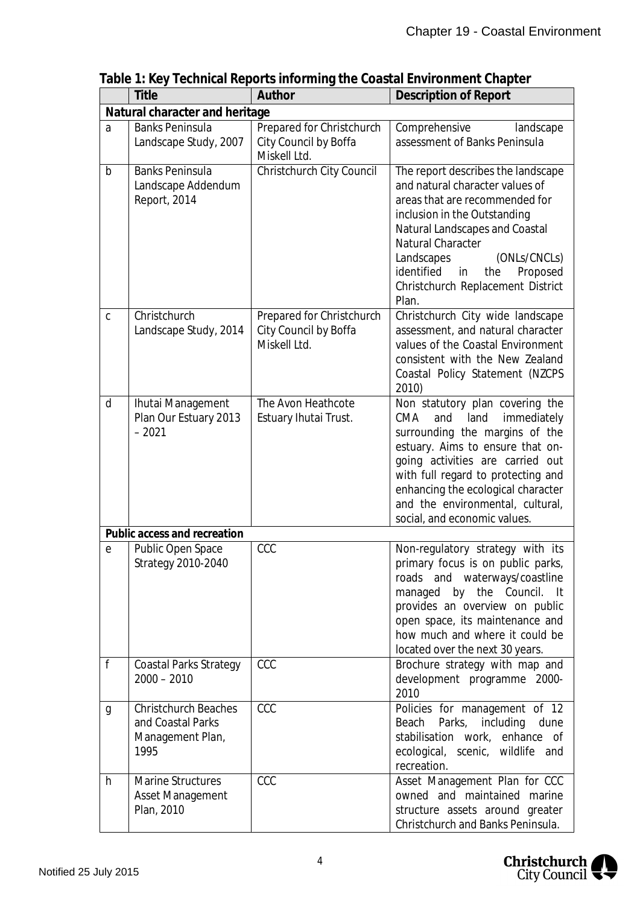**Table 1: Key Technical Reports informing the Coastal Environment Chapter**

| | Title | Author | Description of Report |
|---|---|---|---|
| **Natural character and heritage** | | | |
| a | Banks Peninsula Landscape Study, 2007 | Prepared for Christchurch City Council by Boffa Miskell Ltd. | Comprehensive landscape assessment of Banks Peninsula |
| b | Banks Peninsula Landscape Addendum Report, 2014 | Christchurch City Council | The report describes the landscape and natural character values of areas that are recommended for inclusion in the Outstanding Natural Landscapes and Coastal Natural Character Landscapes (ONLs/CNCLs) identified in the Proposed Christchurch Replacement District Plan. |
| c | Christchurch Landscape Study, 2014 | Prepared for Christchurch City Council by Boffa Miskell Ltd. | Christchurch City wide landscape assessment, and natural character values of the Coastal Environment consistent with the New Zealand Coastal Policy Statement (NZCPS 2010) |
| d | Ihutai Management Plan Our Estuary 2013 – 2021 | The Avon Heathcote Estuary Ihutai Trust. | Non statutory plan covering the CMA and land immediately surrounding the margins of the estuary. Aims to ensure that on-going activities are carried out with full regard to protecting and enhancing the ecological character and the environmental, cultural, social, and economic values. |
| **Public access and recreation** | | | |
| e | Public Open Space Strategy 2010-2040 | CCC | Non-regulatory strategy with its primary focus is on public parks, roads and waterways/coastline managed by the Council. It provides an overview on public open space, its maintenance and how much and where it could be located over the next 30 years. |
| f | Coastal Parks Strategy 2000 – 2010 | CCC | Brochure strategy with map and development programme 2000-2010 |
| g | Christchurch Beaches and Coastal Parks Management Plan, 1995 | CCC | Policies for management of 12 Beach Parks, including dune stabilisation work, enhance of ecological, scenic, wildlife and recreation. |
| h | Marine Structures Asset Management Plan, 2010 | CCC | Asset Management Plan for CCC owned and maintained marine structure assets around greater Christchurch and Banks Peninsula. |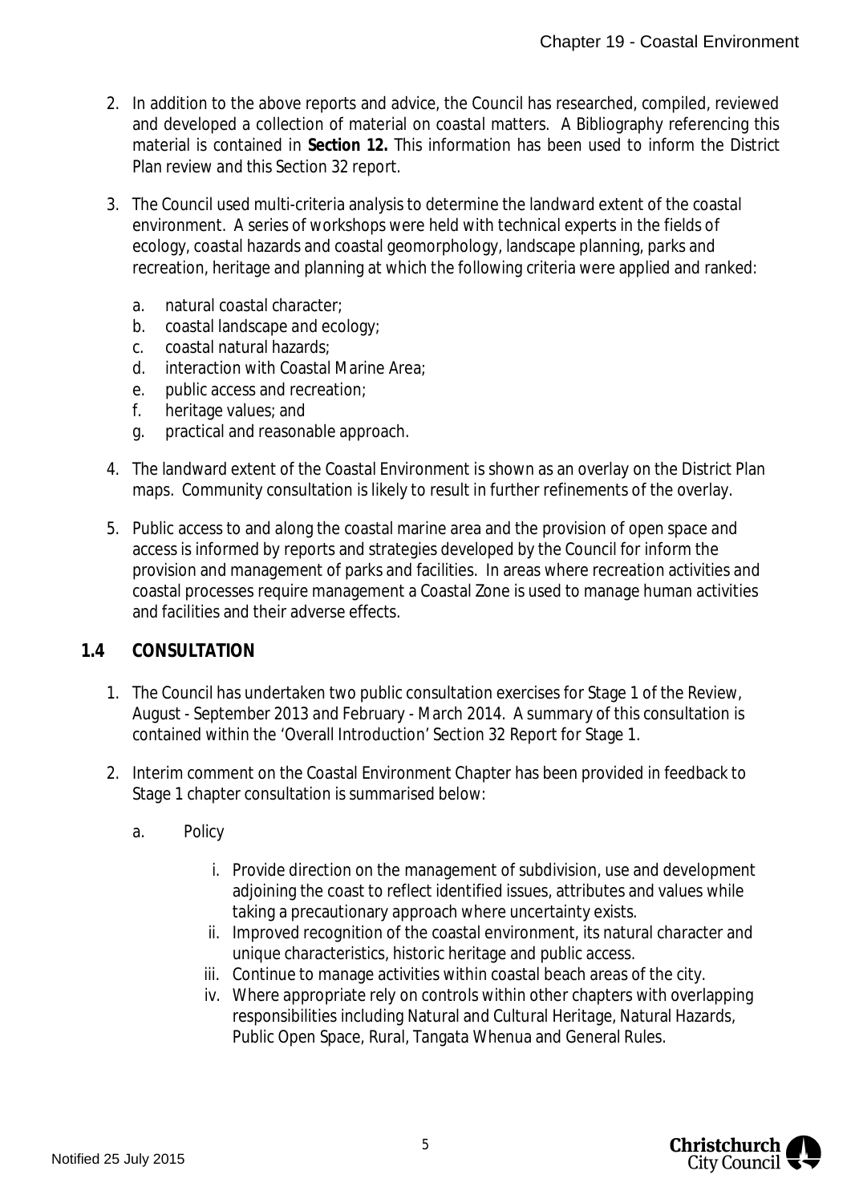2. In addition to the above reports and advice, the Council has researched, compiled, reviewed and developed a collection of material on coastal matters. A Bibliography referencing this material is contained in **Section 12.** This information has been used to inform the District Plan review and this Section 32 report.

3. The Council used multi-criteria analysis to determine the landward extent of the coastal environment. A series of workshops were held with technical experts in the fields of ecology, coastal hazards and coastal geomorphology, landscape planning, parks and recreation, heritage and planning at which the following criteria were applied and ranked:

   a. natural coastal character;
   b. coastal landscape and ecology;
   c. coastal natural hazards;
   d. interaction with Coastal Marine Area;
   e. public access and recreation;
   f. heritage values; and
   g. practical and reasonable approach.

4. The landward extent of the Coastal Environment is shown as an overlay on the District Plan maps. Community consultation is likely to result in further refinements of the overlay.

5. Public access to and along the coastal marine area and the provision of open space and access is informed by reports and strategies developed by the Council for inform the provision and management of parks and facilities. In areas where recreation activities and coastal processes require management a Coastal Zone is used to manage human activities and facilities and their adverse effects.

## 1.4 CONSULTATION

1. The Council has undertaken two public consultation exercises for Stage 1 of the Review, August - September 2013 and February - March 2014. A summary of this consultation is contained within the 'Overall Introduction' Section 32 Report for Stage 1.

2. Interim comment on the Coastal Environment Chapter has been provided in feedback to Stage 1 chapter consultation is summarised below:

   a. Policy

      i. Provide direction on the management of subdivision, use and development adjoining the coast to reflect identified issues, attributes and values while taking a precautionary approach where uncertainty exists.
      ii. Improved recognition of the coastal environment, its natural character and unique characteristics, historic heritage and public access.
      iii. Continue to manage activities within coastal beach areas of the city.
      iv. Where appropriate rely on controls within other chapters with overlapping responsibilities including Natural and Cultural Heritage, Natural Hazards, Public Open Space, Rural, Tangata Whenua and General Rules.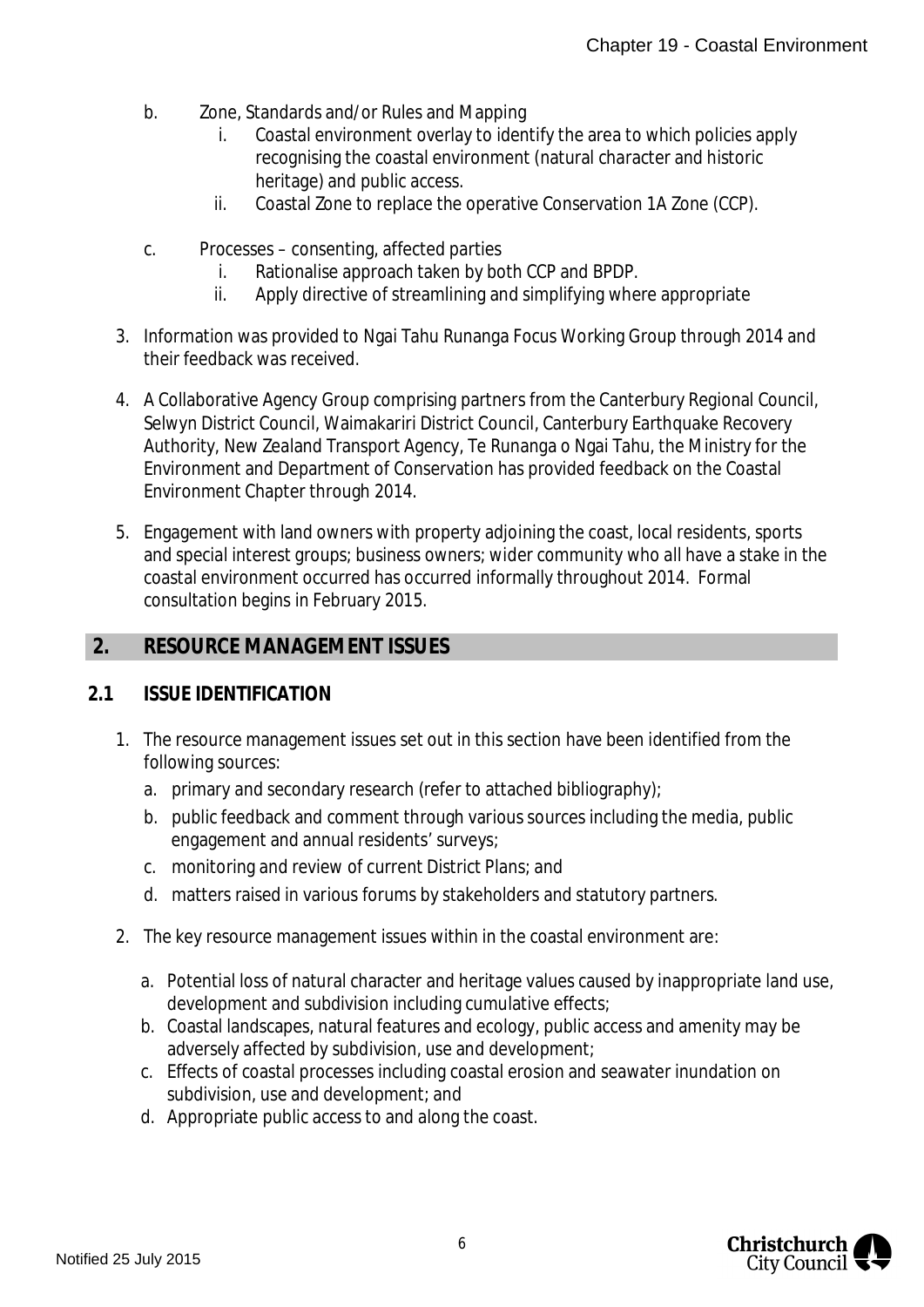b. Zone, Standards and/or Rules and Mapping
   i. Coastal environment overlay to identify the area to which policies apply recognising the coastal environment (natural character and historic heritage) and public access.
   ii. Coastal Zone to replace the operative Conservation 1A Zone (CCP).

c. Processes – consenting, affected parties
   i. Rationalise approach taken by both CCP and BPDP.
   ii. Apply directive of streamlining and simplifying where appropriate

3. Information was provided to Ngai Tahu Runanga Focus Working Group through 2014 and their feedback was received.

4. A Collaborative Agency Group comprising partners from the Canterbury Regional Council, Selwyn District Council, Waimakariri District Council, Canterbury Earthquake Recovery Authority, New Zealand Transport Agency, Te Runanga o Ngai Tahu, the Ministry for the Environment and Department of Conservation has provided feedback on the Coastal Environment Chapter through 2014.

5. Engagement with land owners with property adjoining the coast, local residents, sports and special interest groups; business owners; wider community who all have a stake in the coastal environment occurred has occurred informally throughout 2014. Formal consultation begins in February 2015.

## 2. RESOURCE MANAGEMENT ISSUES

### 2.1 ISSUE IDENTIFICATION

1. The resource management issues set out in this section have been identified from the following sources:
   a. primary and secondary research (refer to attached bibliography);
   b. public feedback and comment through various sources including the media, public engagement and annual residents' surveys;
   c. monitoring and review of current District Plans; and
   d. matters raised in various forums by stakeholders and statutory partners.

2. The key resource management issues within in the coastal environment are:

   a. Potential loss of natural character and heritage values caused by inappropriate land use, development and subdivision including cumulative effects;
   b. Coastal landscapes, natural features and ecology, public access and amenity may be adversely affected by subdivision, use and development;
   c. Effects of coastal processes including coastal erosion and seawater inundation on subdivision, use and development; and
   d. Appropriate public access to and along the coast.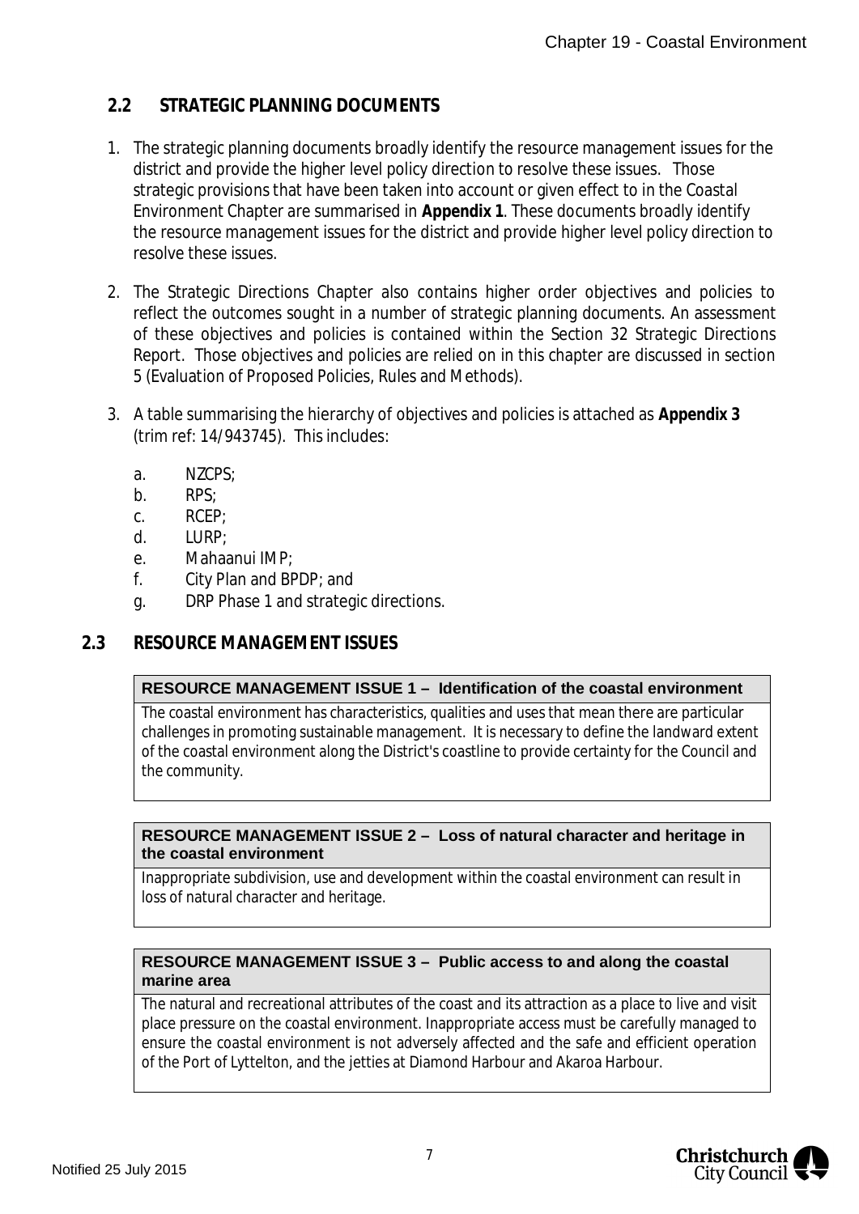## 2.2 STRATEGIC PLANNING DOCUMENTS

1. The strategic planning documents broadly identify the resource management issues for the district and provide the higher level policy direction to resolve these issues. Those strategic provisions that have been taken into account or given effect to in the Coastal Environment Chapter are summarised in **Appendix 1**. These documents broadly identify the resource management issues for the district and provide higher level policy direction to resolve these issues.

2. The Strategic Directions Chapter also contains higher order objectives and policies to reflect the outcomes sought in a number of strategic planning documents. An assessment of these objectives and policies is contained within the Section 32 Strategic Directions Report. Those objectives and policies are relied on in this chapter are discussed in section 5 (Evaluation of Proposed Policies, Rules and Methods).

3. A table summarising the hierarchy of objectives and policies is attached as **Appendix 3** (trim ref: 14/943745). This includes:

    a. NZCPS;
    b. RPS;
    c. RCEP;
    d. LURP;
    e. Mahaanui IMP;
    f. City Plan and BPDP; and
    g. DRP Phase 1 and strategic directions.

## 2.3 RESOURCE MANAGEMENT ISSUES

| **RESOURCE MANAGEMENT ISSUE 1 – Identification of the coastal environment** |
|---|
| The coastal environment has characteristics, qualities and uses that mean there are particular challenges in promoting sustainable management. It is necessary to define the landward extent of the coastal environment along the District's coastline to provide certainty for the Council and the community. |

| **RESOURCE MANAGEMENT ISSUE 2 – Loss of natural character and heritage in the coastal environment** |
|---|
| Inappropriate subdivision, use and development within the coastal environment can result in loss of natural character and heritage. |

| **RESOURCE MANAGEMENT ISSUE 3 – Public access to and along the coastal marine area** |
|---|
| The natural and recreational attributes of the coast and its attraction as a place to live and visit place pressure on the coastal environment. Inappropriate access must be carefully managed to ensure the coastal environment is not adversely affected and the safe and efficient operation of the Port of Lyttelton, and the jetties at Diamond Harbour and Akaroa Harbour. |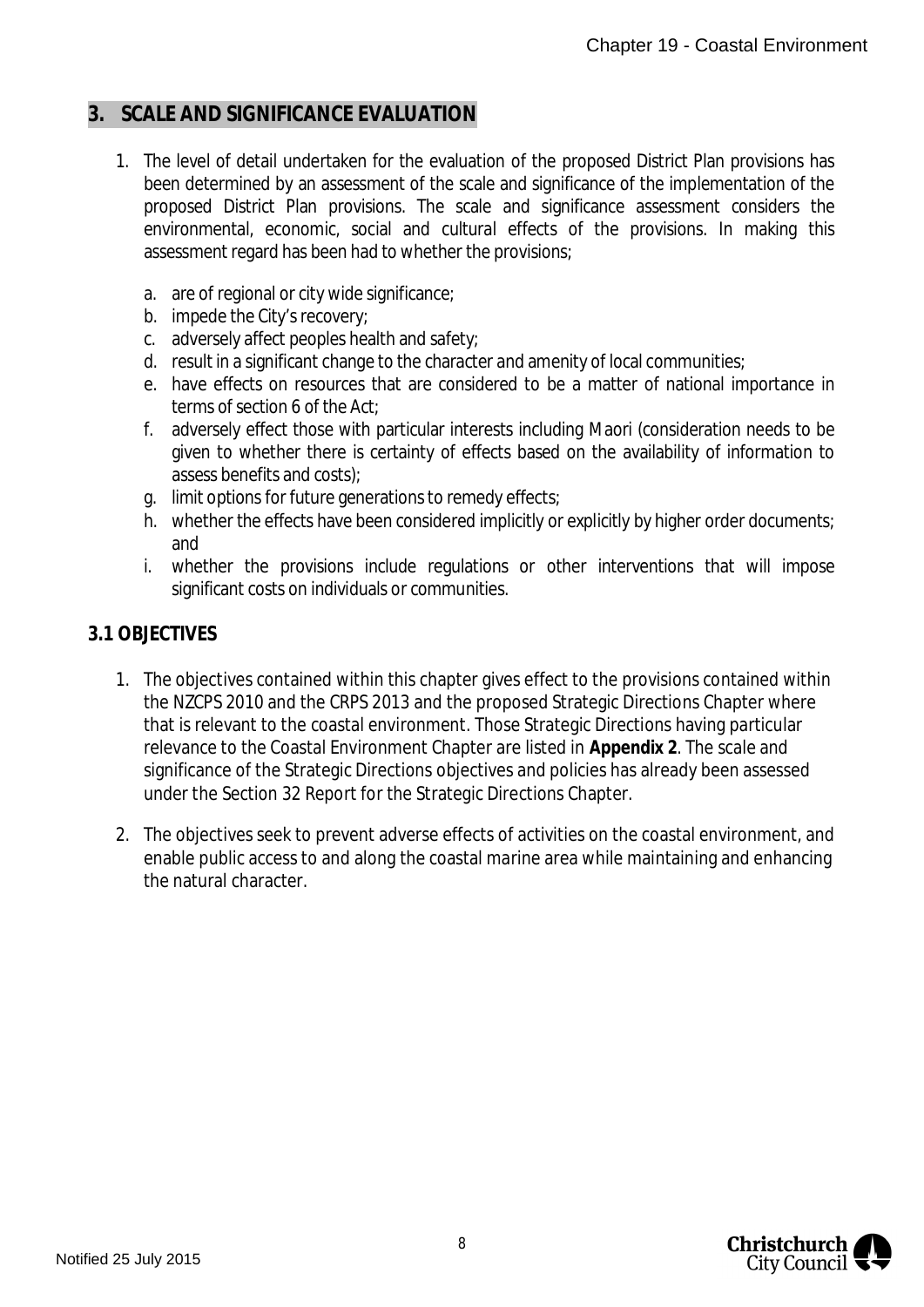## 3. SCALE AND SIGNIFICANCE EVALUATION

1. The level of detail undertaken for the evaluation of the proposed District Plan provisions has been determined by an assessment of the scale and significance of the implementation of the proposed District Plan provisions. The scale and significance assessment considers the environmental, economic, social and cultural effects of the provisions. In making this assessment regard has been had to whether the provisions;

   a. are of regional or city wide significance;
   b. impede the City's recovery;
   c. adversely affect peoples health and safety;
   d. result in a significant change to the character and amenity of local communities;
   e. have effects on resources that are considered to be a matter of national importance in terms of section 6 of the Act;
   f. adversely effect those with particular interests including Maori (consideration needs to be given to whether there is certainty of effects based on the availability of information to assess benefits and costs);
   g. limit options for future generations to remedy effects;
   h. whether the effects have been considered implicitly or explicitly by higher order documents; and
   i. whether the provisions include regulations or other interventions that will impose significant costs on individuals or communities.

### 3.1 OBJECTIVES

1. The objectives contained within this chapter gives effect to the provisions contained within the NZCPS 2010 and the CRPS 2013 and the proposed Strategic Directions Chapter where that is relevant to the coastal environment. Those Strategic Directions having particular relevance to the Coastal Environment Chapter are listed in **Appendix 2**. The scale and significance of the Strategic Directions objectives and policies has already been assessed under the Section 32 Report for the Strategic Directions Chapter.

2. The objectives seek to prevent adverse effects of activities on the coastal environment, and enable public access to and along the coastal marine area while maintaining and enhancing the natural character.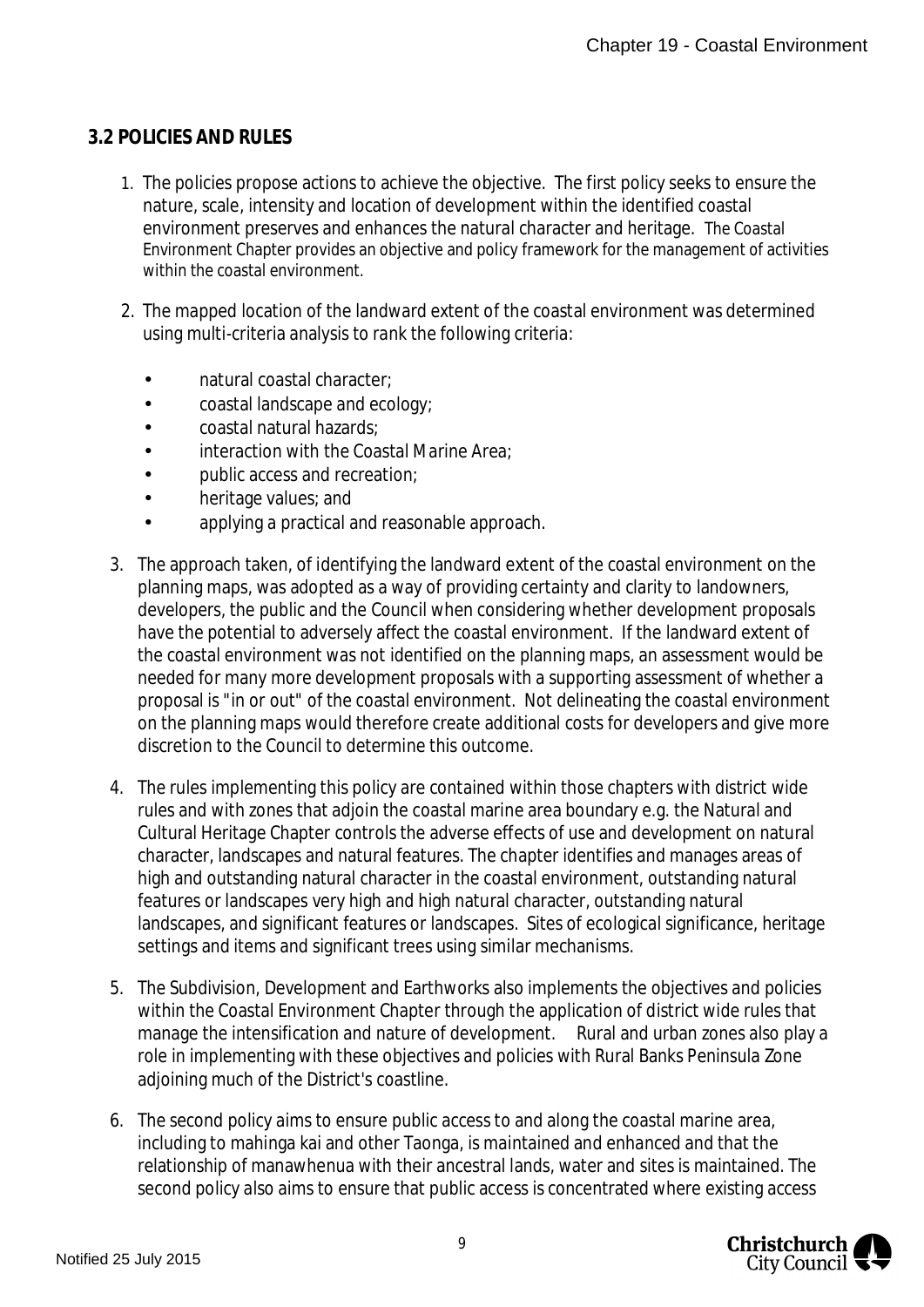## 3.2 POLICIES AND RULES

1. The policies propose actions to achieve the objective. The first policy seeks to ensure the nature, scale, intensity and location of development within the identified coastal environment preserves and enhances the natural character and heritage. The Coastal Environment Chapter provides an objective and policy framework for the management of activities within the coastal environment.

2. The mapped location of the landward extent of the coastal environment was determined using multi-criteria analysis to rank the following criteria:

   - natural coastal character;
   - coastal landscape and ecology;
   - coastal natural hazards;
   - interaction with the Coastal Marine Area;
   - public access and recreation;
   - heritage values; and
   - applying a practical and reasonable approach.

3. The approach taken, of identifying the landward extent of the coastal environment on the planning maps, was adopted as a way of providing certainty and clarity to landowners, developers, the public and the Council when considering whether development proposals have the potential to adversely affect the coastal environment. If the landward extent of the coastal environment was not identified on the planning maps, an assessment would be needed for many more development proposals with a supporting assessment of whether a proposal is "in or out" of the coastal environment. Not delineating the coastal environment on the planning maps would therefore create additional costs for developers and give more discretion to the Council to determine this outcome.

4. The rules implementing this policy are contained within those chapters with district wide rules and with zones that adjoin the coastal marine area boundary e.g. the Natural and Cultural Heritage Chapter controls the adverse effects of use and development on natural character, landscapes and natural features. The chapter identifies and manages areas of high and outstanding natural character in the coastal environment, outstanding natural features or landscapes very high and high natural character, outstanding natural landscapes, and significant features or landscapes. Sites of ecological significance, heritage settings and items and significant trees using similar mechanisms.

5. The Subdivision, Development and Earthworks also implements the objectives and policies within the Coastal Environment Chapter through the application of district wide rules that manage the intensification and nature of development. Rural and urban zones also play a role in implementing with these objectives and policies with Rural Banks Peninsula Zone adjoining much of the District's coastline.

6. The second policy aims to ensure public access to and along the coastal marine area, including to mahinga kai and other Taonga, is maintained and enhanced and that the relationship of manawhenua with their ancestral lands, water and sites is maintained. The second policy also aims to ensure that public access is concentrated where existing access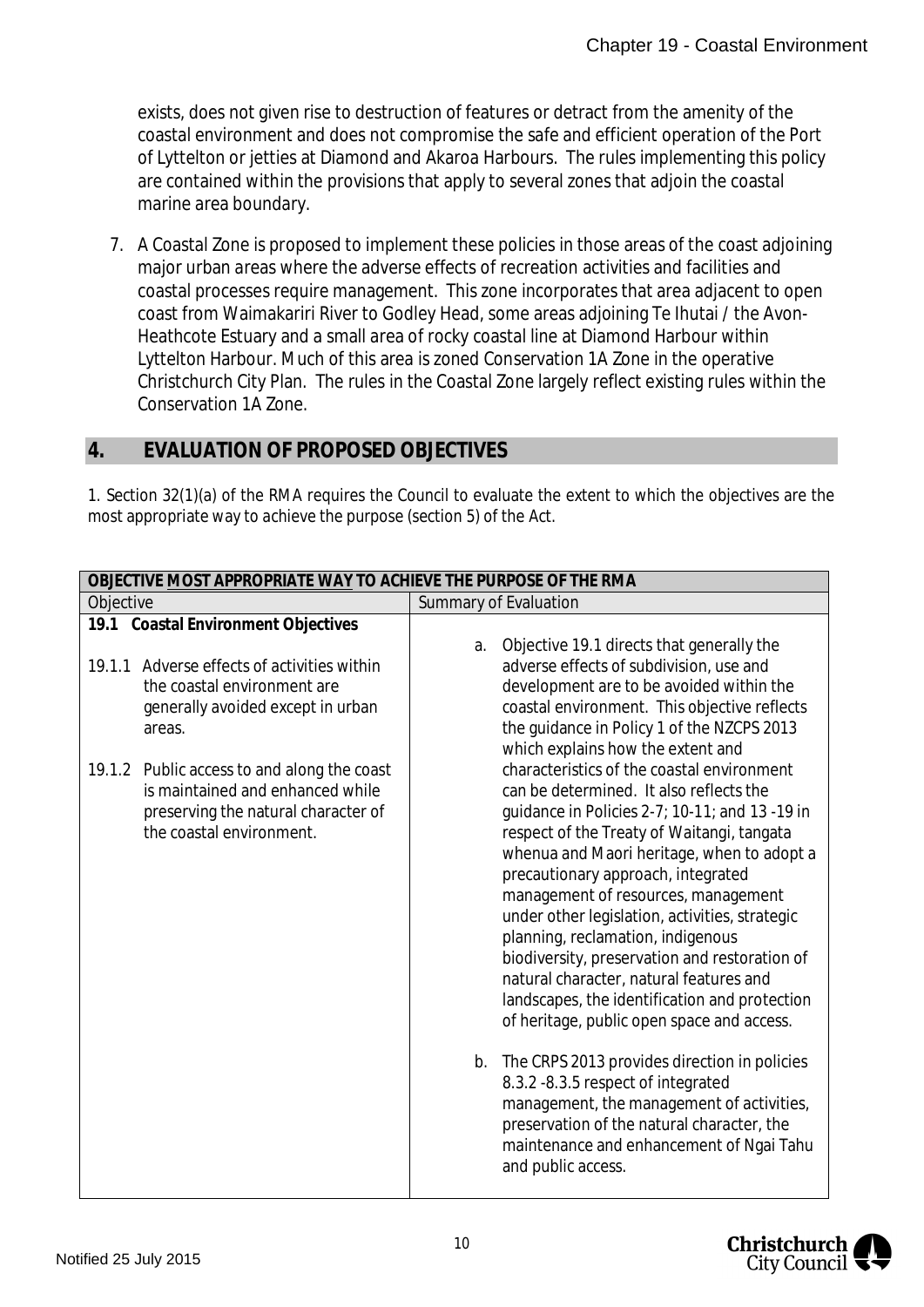exists, does not given rise to destruction of features or detract from the amenity of the coastal environment and does not compromise the safe and efficient operation of the Port of Lyttelton or jetties at Diamond and Akaroa Harbours. The rules implementing this policy are contained within the provisions that apply to several zones that adjoin the coastal marine area boundary.

7. A Coastal Zone is proposed to implement these policies in those areas of the coast adjoining major urban areas where the adverse effects of recreation activities and facilities and coastal processes require management. This zone incorporates that area adjacent to open coast from Waimakariri River to Godley Head, some areas adjoining Te Ihutai / the Avon-Heathcote Estuary and a small area of rocky coastal line at Diamond Harbour within Lyttelton Harbour. Much of this area is zoned Conservation 1A Zone in the operative Christchurch City Plan. The rules in the Coastal Zone largely reflect existing rules within the Conservation 1A Zone.

## 4. EVALUATION OF PROPOSED OBJECTIVES

1. Section 32(1)(a) of the RMA requires the Council to evaluate the extent to which the objectives are the most appropriate way to achieve the purpose (section 5) of the Act.

| **OBJECTIVE MOST APPROPRIATE WAY TO ACHIEVE THE PURPOSE OF THE RMA** | |
|---|---|
| Objective | Summary of Evaluation |
| **19.1 Coastal Environment Objectives**<br><br>19.1.1 Adverse effects of activities within the coastal environment are generally avoided except in urban areas.<br><br>19.1.2 Public access to and along the coast is maintained and enhanced while preserving the natural character of the coastal environment. | a. Objective 19.1 directs that generally the adverse effects of subdivision, use and development are to be avoided within the coastal environment. This objective reflects the guidance in Policy 1 of the NZCPS 2013 which explains how the extent and characteristics of the coastal environment can be determined. It also reflects the guidance in Policies 2-7; 10-11; and 13 -19 in respect of the Treaty of Waitangi, tangata whenua and Maori heritage, when to adopt a precautionary approach, integrated management of resources, management under other legislation, activities, strategic planning, reclamation, indigenous biodiversity, preservation and restoration of natural character, natural features and landscapes, the identification and protection of heritage, public open space and access.<br><br>b. The CRPS 2013 provides direction in policies 8.3.2 -8.3.5 respect of integrated management, the management of activities, preservation of the natural character, the maintenance and enhancement of Ngai Tahu and public access. |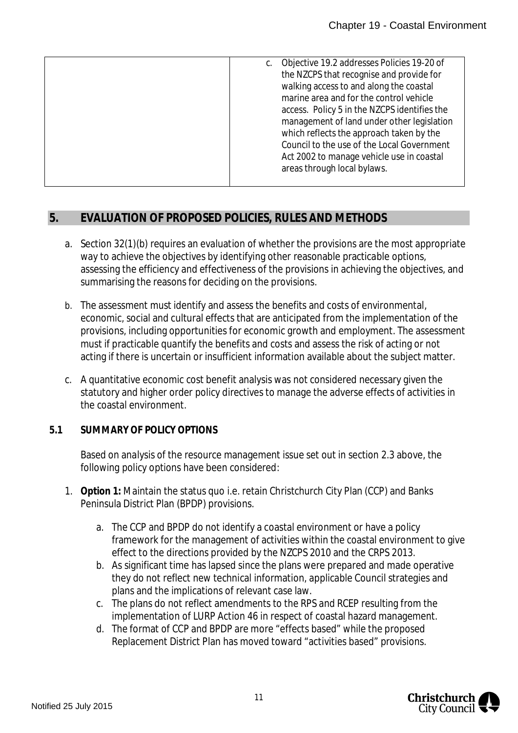| | c. Objective 19.2 addresses Policies 19-20 of the NZCPS that recognise and provide for walking access to and along the coastal marine area and for the control vehicle access. Policy 5 in the NZCPS identifies the management of land under other legislation which reflects the approach taken by the Council to the use of the Local Government Act 2002 to manage vehicle use in coastal areas through local bylaws. |
|---|---|

## 5. EVALUATION OF PROPOSED POLICIES, RULES AND METHODS

a. Section 32(1)(b) requires an evaluation of whether the provisions are the most appropriate way to achieve the objectives by identifying other reasonable practicable options, assessing the efficiency and effectiveness of the provisions in achieving the objectives, and summarising the reasons for deciding on the provisions.

b. The assessment must identify and assess the benefits and costs of environmental, economic, social and cultural effects that are anticipated from the implementation of the provisions, including opportunities for economic growth and employment. The assessment must if practicable quantify the benefits and costs and assess the risk of acting or not acting if there is uncertain or insufficient information available about the subject matter.

c. A quantitative economic cost benefit analysis was not considered necessary given the statutory and higher order policy directives to manage the adverse effects of activities in the coastal environment.

### 5.1 SUMMARY OF POLICY OPTIONS

Based on analysis of the resource management issue set out in section 2.3 above, the following policy options have been considered:

1. **Option 1:** Maintain the status quo i.e. retain Christchurch City Plan (CCP) and Banks Peninsula District Plan (BPDP) provisions.
   a. The CCP and BPDP do not identify a coastal environment or have a policy framework for the management of activities within the coastal environment to give effect to the directions provided by the NZCPS 2010 and the CRPS 2013.
   b. As significant time has lapsed since the plans were prepared and made operative they do not reflect new technical information, applicable Council strategies and plans and the implications of relevant case law.
   c. The plans do not reflect amendments to the RPS and RCEP resulting from the implementation of LURP Action 46 in respect of coastal hazard management.
   d. The format of CCP and BPDP are more "effects based" while the proposed Replacement District Plan has moved toward "activities based" provisions.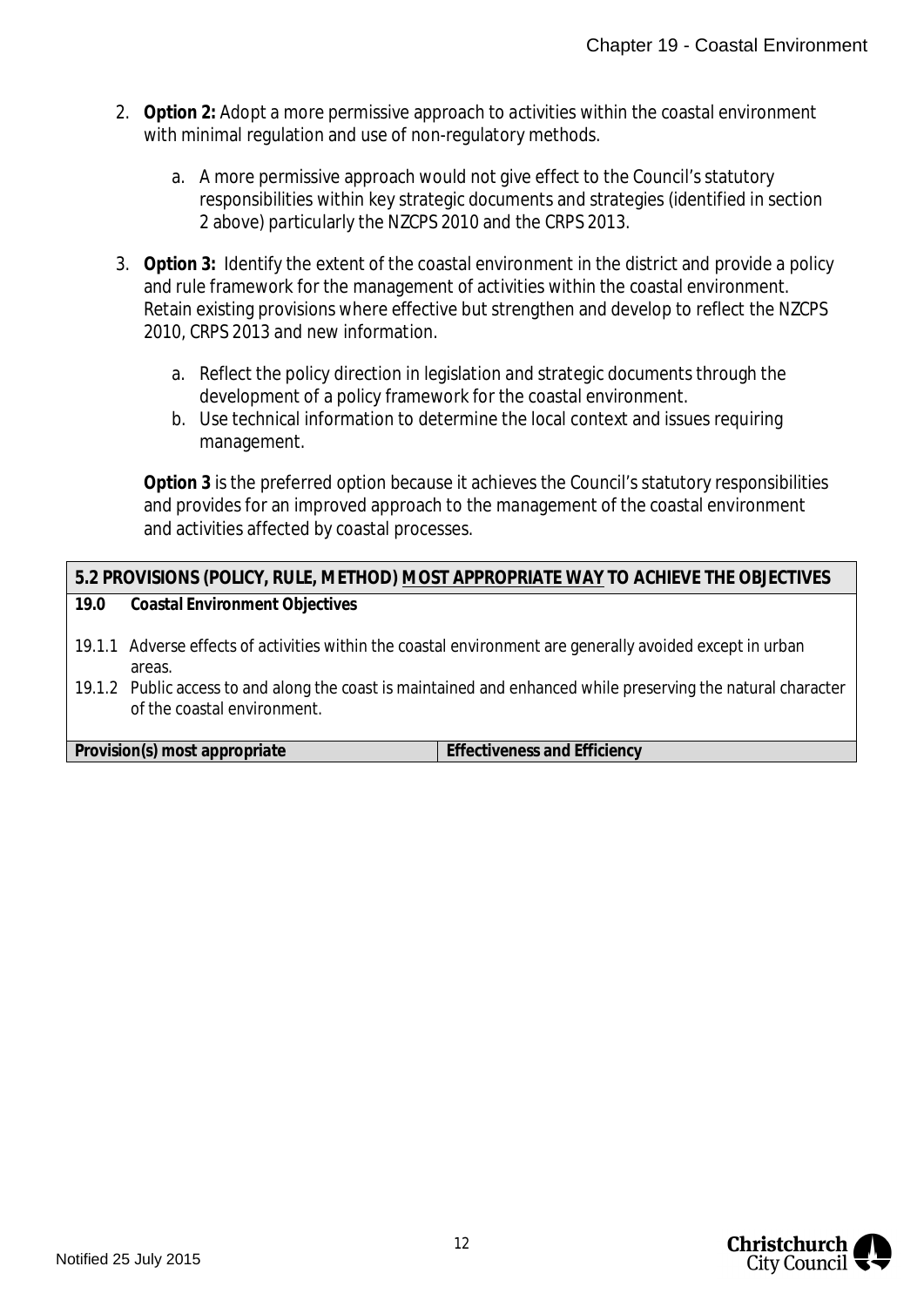2. **Option 2:** Adopt a more permissive approach to activities within the coastal environment with minimal regulation and use of non-regulatory methods.

    a. A more permissive approach would not give effect to the Council's statutory responsibilities within key strategic documents and strategies (identified in section 2 above) particularly the NZCPS 2010 and the CRPS 2013.

3. **Option 3:** Identify the extent of the coastal environment in the district and provide a policy and rule framework for the management of activities within the coastal environment. Retain existing provisions where effective but strengthen and develop to reflect the NZCPS 2010, CRPS 2013 and new information.

    a. Reflect the policy direction in legislation and strategic documents through the development of a policy framework for the coastal environment.
    b. Use technical information to determine the local context and issues requiring management.

    **Option 3** is the preferred option because it achieves the Council's statutory responsibilities and provides for an improved approach to the management of the coastal environment and activities affected by coastal processes.

| **5.2 PROVISIONS (POLICY, RULE, METHOD) MOST APPROPRIATE WAY TO ACHIEVE THE OBJECTIVES** | |
|---|---|
| **19.0 Coastal Environment Objectives**<br><br>19.1.1 Adverse effects of activities within the coastal environment are generally avoided except in urban areas.<br>19.1.2 Public access to and along the coast is maintained and enhanced while preserving the natural character of the coastal environment. | |
| **Provision(s) most appropriate** | **Effectiveness and Efficiency** |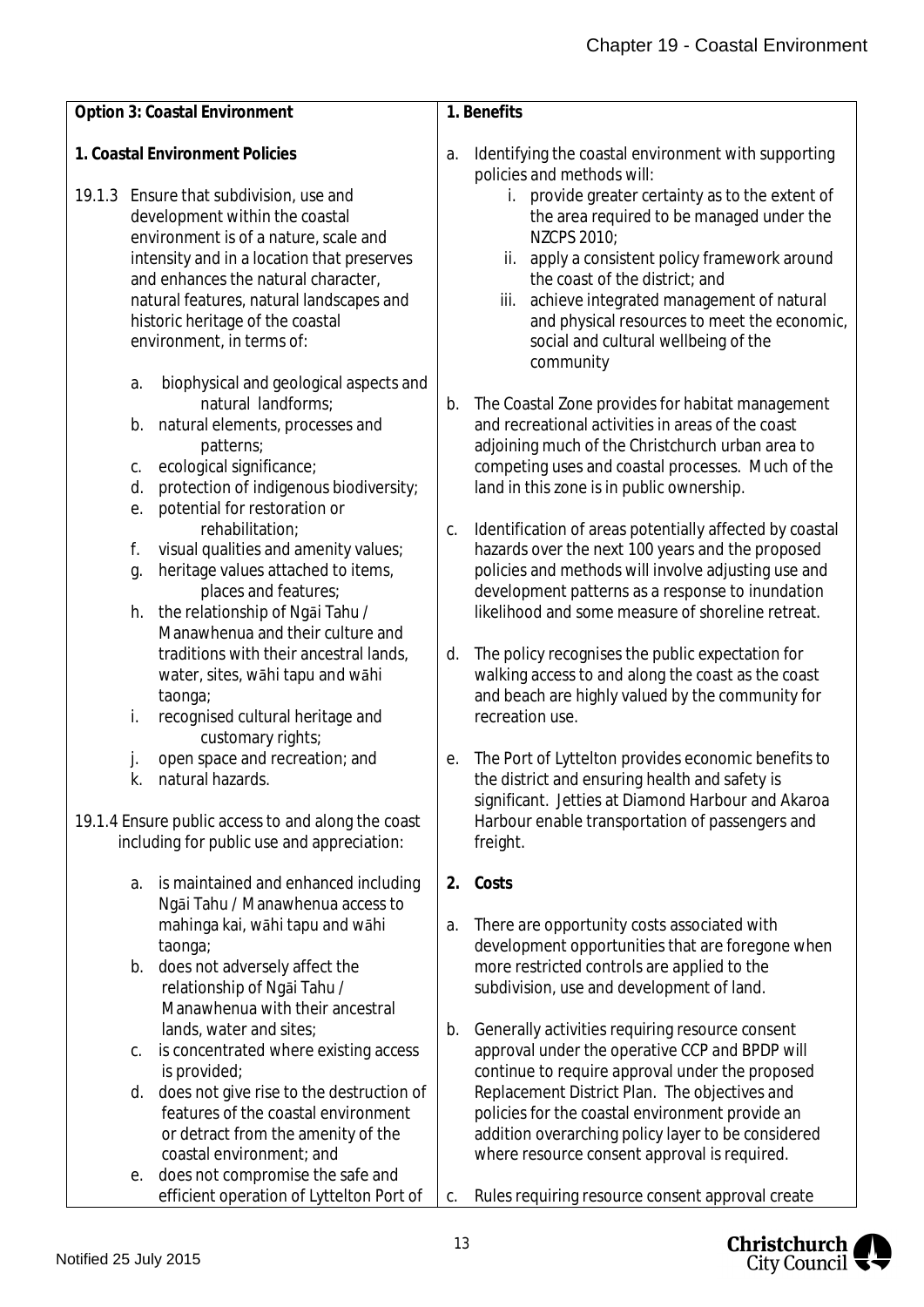| Option 3: Coastal Environment | 1. Benefits |
|---|---|
| **1. Coastal Environment Policies**<br><br>19.1.3 Ensure that subdivision, use and development within the coastal environment is of a nature, scale and intensity and in a location that preserves and enhances the natural character, natural features, natural landscapes and historic heritage of the coastal environment, in terms of:<br><br>a. biophysical and geological aspects and natural landforms;<br>b. natural elements, processes and patterns;<br>c. ecological significance;<br>d. protection of indigenous biodiversity;<br>e. potential for restoration or rehabilitation;<br>f. visual qualities and amenity values;<br>g. heritage values attached to items, places and features;<br>h. the relationship of Ngāi Tahu / Manawhenua and their culture and traditions with their ancestral lands, water, sites, wāhi tapu and wāhi taonga;<br>i. recognised cultural heritage and customary rights;<br>j. open space and recreation; and<br>k. natural hazards.<br><br>19.1.4 Ensure public access to and along the coast including for public use and appreciation:<br><br>a. is maintained and enhanced including Ngāi Tahu / Manawhenua access to mahinga kai, wāhi tapu and wāhi taonga;<br>b. does not adversely affect the relationship of Ngāi Tahu / Manawhenua with their ancestral lands, water and sites;<br>c. is concentrated where existing access is provided;<br>d. does not give rise to the destruction of features of the coastal environment or detract from the amenity of the coastal environment; and<br>e. does not compromise the safe and efficient operation of Lyttelton Port of | a. Identifying the coastal environment with supporting policies and methods will:<br>i. provide greater certainty as to the extent of the area required to be managed under the NZCPS 2010;<br>ii. apply a consistent policy framework around the coast of the district; and<br>iii. achieve integrated management of natural and physical resources to meet the economic, social and cultural wellbeing of the community<br><br>b. The Coastal Zone provides for habitat management and recreational activities in areas of the coast adjoining much of the Christchurch urban area to competing uses and coastal processes. Much of the land in this zone is in public ownership.<br><br>c. Identification of areas potentially affected by coastal hazards over the next 100 years and the proposed policies and methods will involve adjusting use and development patterns as a response to inundation likelihood and some measure of shoreline retreat.<br><br>d. The policy recognises the public expectation for walking access to and along the coast as the coast and beach are highly valued by the community for recreation use.<br><br>e. The Port of Lyttelton provides economic benefits to the district and ensuring health and safety is significant. Jetties at Diamond Harbour and Akaroa Harbour enable transportation of passengers and freight.<br><br>**2. Costs**<br><br>a. There are opportunity costs associated with development opportunities that are foregone when more restricted controls are applied to the subdivision, use and development of land.<br><br>b. Generally activities requiring resource consent approval under the operative CCP and BPDP will continue to require approval under the proposed Replacement District Plan. The objectives and policies for the coastal environment provide an addition overarching policy layer to be considered where resource consent approval is required.<br><br>c. Rules requiring resource consent approval create |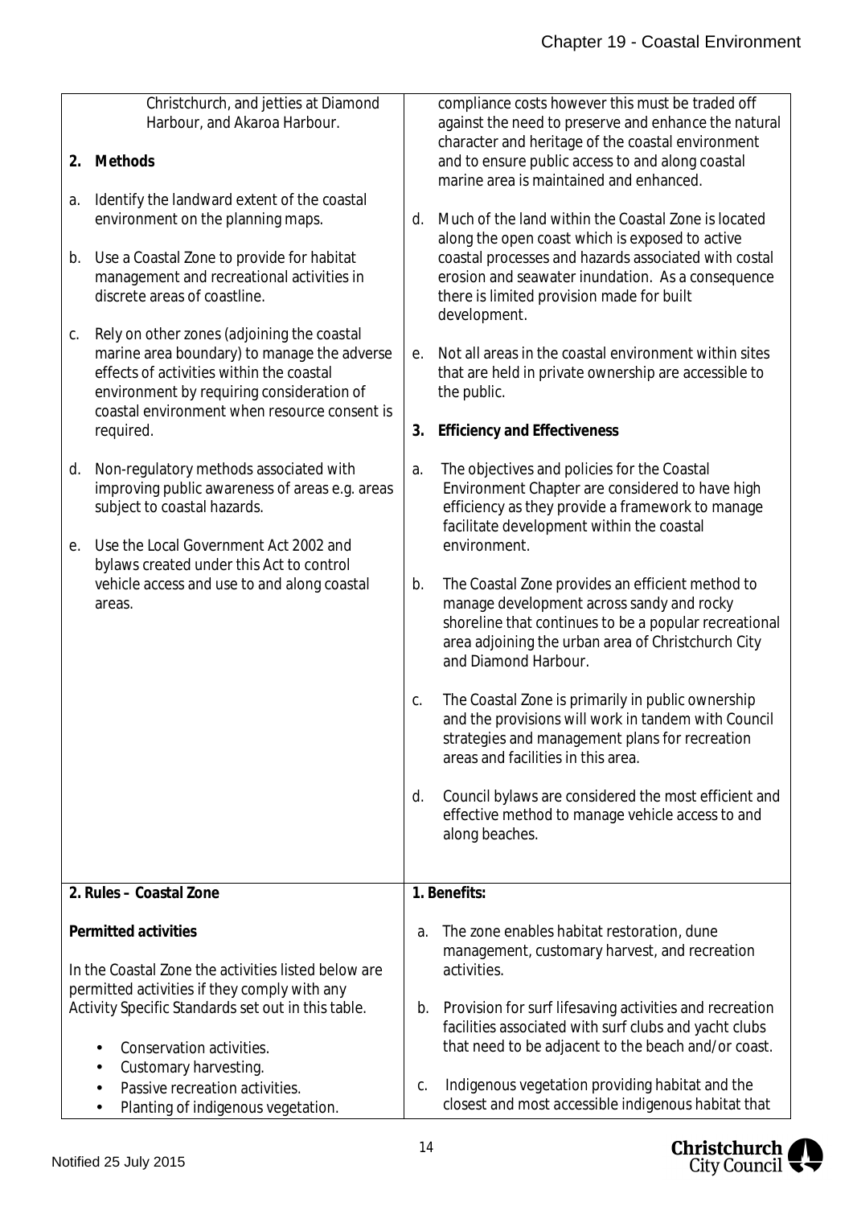| | |
|---|---|
| Christchurch, and jetties at Diamond Harbour, and Akaroa Harbour.<br><br>**2. Methods**<br><br>a. Identify the landward extent of the coastal environment on the planning maps.<br><br>b. Use a Coastal Zone to provide for habitat management and recreational activities in discrete areas of coastline.<br><br>c. Rely on other zones (adjoining the coastal marine area boundary) to manage the adverse effects of activities within the coastal environment by requiring consideration of coastal environment when resource consent is required.<br><br>d. Non-regulatory methods associated with improving public awareness of areas e.g. areas subject to coastal hazards.<br><br>e. Use the Local Government Act 2002 and bylaws created under this Act to control vehicle access and use to and along coastal areas. | compliance costs however this must be traded off against the need to preserve and enhance the natural character and heritage of the coastal environment and to ensure public access to and along coastal marine area is maintained and enhanced.<br><br>d. Much of the land within the Coastal Zone is located along the open coast which is exposed to active coastal processes and hazards associated with costal erosion and seawater inundation. As a consequence there is limited provision made for built development.<br><br>e. Not all areas in the coastal environment within sites that are held in private ownership are accessible to the public.<br><br>**3. Efficiency and Effectiveness**<br><br>a. The objectives and policies for the Coastal Environment Chapter are considered to have high efficiency as they provide a framework to manage facilitate development within the coastal environment.<br><br>b. The Coastal Zone provides an efficient method to manage development across sandy and rocky shoreline that continues to be a popular recreational area adjoining the urban area of Christchurch City and Diamond Harbour.<br><br>c. The Coastal Zone is primarily in public ownership and the provisions will work in tandem with Council strategies and management plans for recreation areas and facilities in this area.<br><br>d. Council bylaws are considered the most efficient and effective method to manage vehicle access to and along beaches. |
| **2. Rules – Coastal Zone**<br><br>**Permitted activities**<br><br>In the Coastal Zone the activities listed below are permitted activities if they comply with any Activity Specific Standards set out in this table.<br><br>• Conservation activities.<br>• Customary harvesting.<br>• Passive recreation activities.<br>• Planting of indigenous vegetation. | **1. Benefits:**<br><br>a. The zone enables habitat restoration, dune management, customary harvest, and recreation activities.<br><br>b. Provision for surf lifesaving activities and recreation facilities associated with surf clubs and yacht clubs that need to be adjacent to the beach and/or coast.<br><br>c. Indigenous vegetation providing habitat and the closest and most accessible indigenous habitat that |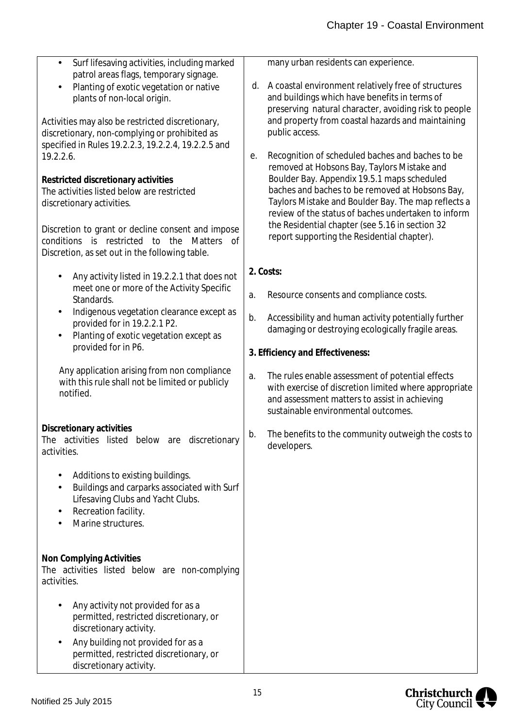- Surf lifesaving activities, including marked patrol areas flags, temporary signage.
- Planting of exotic vegetation or native plants of non-local origin.

Activities may also be restricted discretionary, discretionary, non-complying or prohibited as specified in Rules 19.2.2.3, 19.2.2.4, 19.2.2.5 and 19.2.2.6.

**Restricted discretionary activities**
The activities listed below are restricted discretionary activities.

Discretion to grant or decline consent and impose conditions is restricted to the Matters of Discretion, as set out in the following table.

- Any activity listed in 19.2.2.1 that does not meet one or more of the Activity Specific Standards.
- Indigenous vegetation clearance except as provided for in 19.2.2.1 P2.
- Planting of exotic vegetation except as provided for in P6.

Any application arising from non compliance with this rule shall not be limited or publicly notified.

**Discretionary activities**
The activities listed below are discretionary activities.

- Additions to existing buildings.
- Buildings and carparks associated with Surf Lifesaving Clubs and Yacht Clubs.
- Recreation facility.
- Marine structures.

**Non Complying Activities**
The activities listed below are non-complying activities.

- Any activity not provided for as a permitted, restricted discretionary, or discretionary activity.
- Any building not provided for as a permitted, restricted discretionary, or discretionary activity.

many urban residents can experience.

d. A coastal environment relatively free of structures and buildings which have benefits in terms of preserving natural character, avoiding risk to people and property from coastal hazards and maintaining public access.

e. Recognition of scheduled baches and baches to be removed at Hobsons Bay, Taylors Mistake and Boulder Bay. Appendix 19.5.1 maps scheduled baches and baches to be removed at Hobsons Bay, Taylors Mistake and Boulder Bay. The map reflects a review of the status of baches undertaken to inform the Residential chapter (see 5.16 in section 32 report supporting the Residential chapter).

**2. Costs:**

a. Resource consents and compliance costs.

b. Accessibility and human activity potentially further damaging or destroying ecologically fragile areas.

**3. Efficiency and Effectiveness:**

a. The rules enable assessment of potential effects with exercise of discretion limited where appropriate and assessment matters to assist in achieving sustainable environmental outcomes.

b. The benefits to the community outweigh the costs to developers.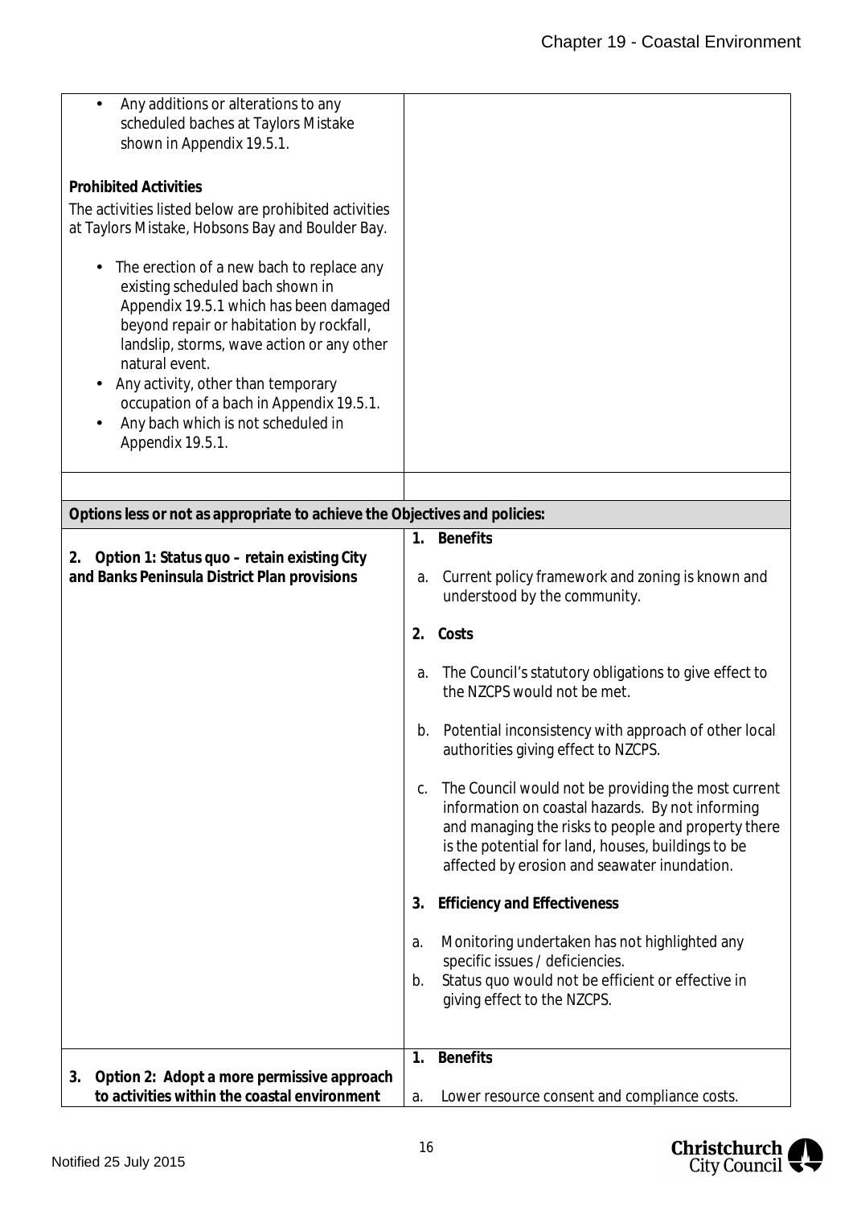| | |
|---|---|
| • Any additions or alterations to any scheduled baches at Taylors Mistake shown in Appendix 19.5.1.<br><br>**Prohibited Activities**<br><br>The activities listed below are prohibited activities at Taylors Mistake, Hobsons Bay and Boulder Bay.<br><br>• The erection of a new bach to replace any existing scheduled bach shown in Appendix 19.5.1 which has been damaged beyond repair or habitation by rockfall, landslip, storms, wave action or any other natural event.<br>• Any activity, other than temporary occupation of a bach in Appendix 19.5.1.<br>• Any bach which is not scheduled in Appendix 19.5.1. | |
| | |
| **Options less or not as appropriate to achieve the Objectives and policies:** | |
| **2. Option 1: Status quo – retain existing City and Banks Peninsula District Plan provisions** | **1. Benefits**<br><br>a. Current policy framework and zoning is known and understood by the community.<br><br>**2. Costs**<br><br>a. The Council's statutory obligations to give effect to the NZCPS would not be met.<br><br>b. Potential inconsistency with approach of other local authorities giving effect to NZCPS.<br><br>c. The Council would not be providing the most current information on coastal hazards. By not informing and managing the risks to people and property there is the potential for land, houses, buildings to be affected by erosion and seawater inundation.<br><br>**3. Efficiency and Effectiveness**<br><br>a. Monitoring undertaken has not highlighted any specific issues / deficiencies.<br>b. Status quo would not be efficient or effective in giving effect to the NZCPS. |
| **3. Option 2: Adopt a more permissive approach to activities within the coastal environment** | **1. Benefits**<br><br>a. Lower resource consent and compliance costs. |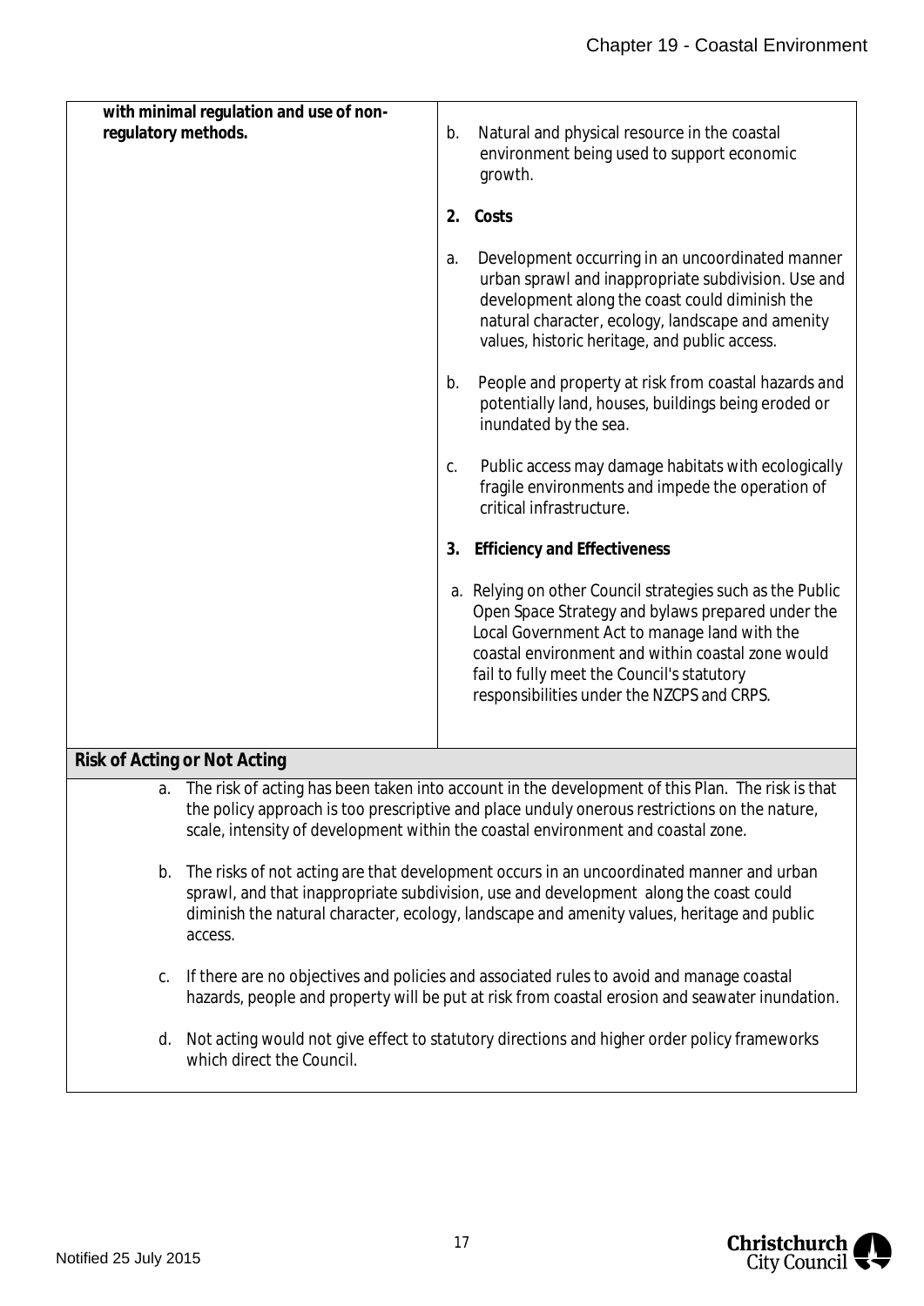| | |
|---|---|
| **with minimal regulation and use of non-regulatory methods.** | b. Natural and physical resource in the coastal environment being used to support economic growth.<br><br>**2. Costs**<br><br>a. Development occurring in an uncoordinated manner urban sprawl and inappropriate subdivision. Use and development along the coast could diminish the natural character, ecology, landscape and amenity values, historic heritage, and public access.<br><br>b. People and property at risk from coastal hazards and potentially land, houses, buildings being eroded or inundated by the sea.<br><br>c. Public access may damage habitats with ecologically fragile environments and impede the operation of critical infrastructure.<br><br>**3. Efficiency and Effectiveness**<br><br>a. Relying on other Council strategies such as the Public Open Space Strategy and bylaws prepared under the Local Government Act to manage land with the coastal environment and within coastal zone would fail to fully meet the Council's statutory responsibilities under the NZCPS and CRPS. |

**Risk of Acting or Not Acting**

a. The risk of acting has been taken into account in the development of this Plan. The risk is that the policy approach is too prescriptive and place unduly onerous restrictions on the nature, scale, intensity of development within the coastal environment and coastal zone.

b. The risks of not acting are that development occurs in an uncoordinated manner and urban sprawl, and that inappropriate subdivision, use and development along the coast could diminish the natural character, ecology, landscape and amenity values, heritage and public access.

c. If there are no objectives and policies and associated rules to avoid and manage coastal hazards, people and property will be put at risk from coastal erosion and seawater inundation.

d. Not acting would not give effect to statutory directions and higher order policy frameworks which direct the Council.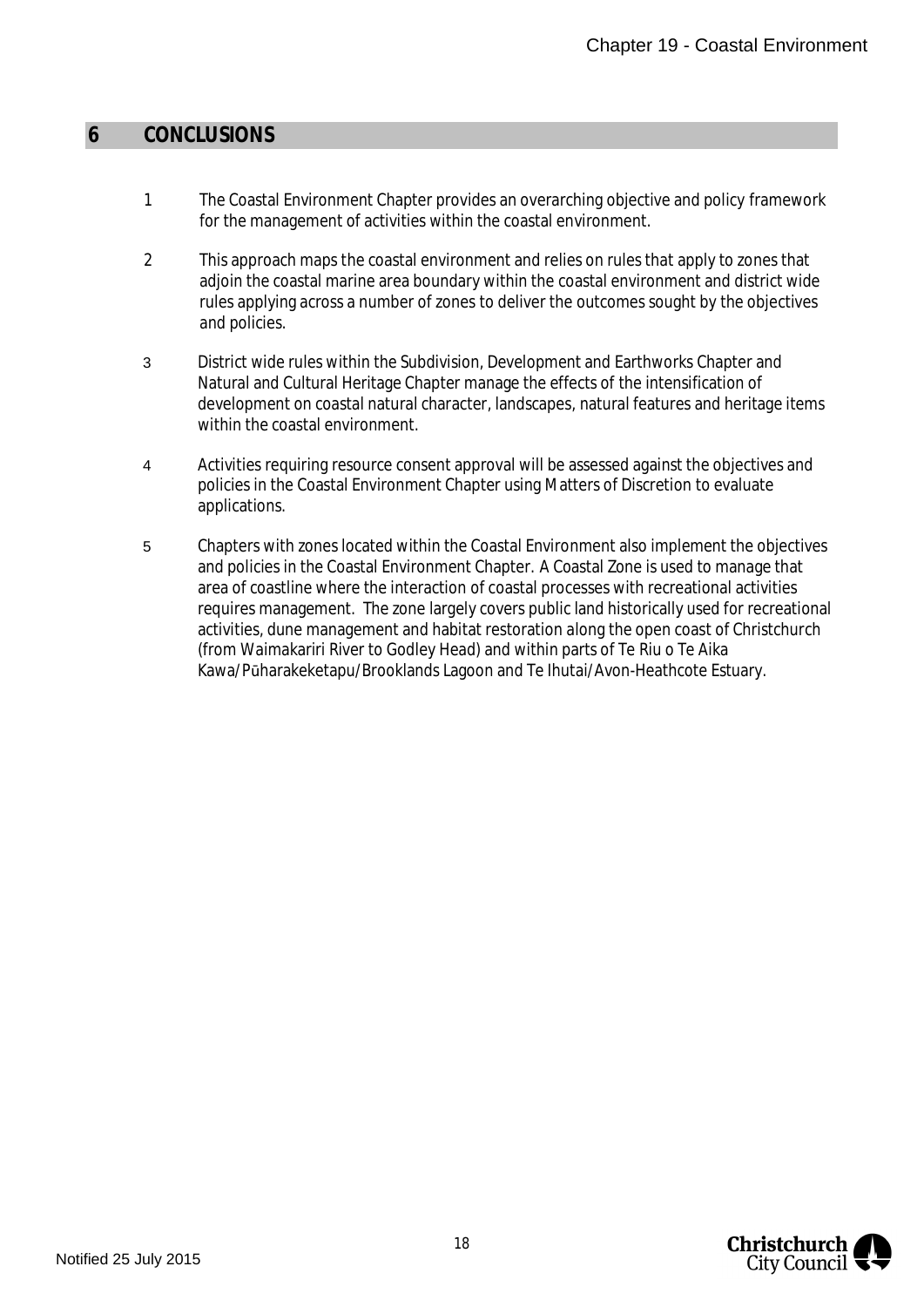## 6 CONCLUSIONS

1. The Coastal Environment Chapter provides an overarching objective and policy framework for the management of activities within the coastal environment.

2. This approach maps the coastal environment and relies on rules that apply to zones that adjoin the coastal marine area boundary within the coastal environment and district wide rules applying across a number of zones to deliver the outcomes sought by the objectives and policies.

3. District wide rules within the Subdivision, Development and Earthworks Chapter and Natural and Cultural Heritage Chapter manage the effects of the intensification of development on coastal natural character, landscapes, natural features and heritage items within the coastal environment.

4. Activities requiring resource consent approval will be assessed against the objectives and policies in the Coastal Environment Chapter using Matters of Discretion to evaluate applications.

5. Chapters with zones located within the Coastal Environment also implement the objectives and policies in the Coastal Environment Chapter. A Coastal Zone is used to manage that area of coastline where the interaction of coastal processes with recreational activities requires management. The zone largely covers public land historically used for recreational activities, dune management and habitat restoration along the open coast of Christchurch (from Waimakariri River to Godley Head) and within parts of Te Riu o Te Aika Kawa/Pūharakeketapu/Brooklands Lagoon and Te Ihutai/Avon-Heathcote Estuary.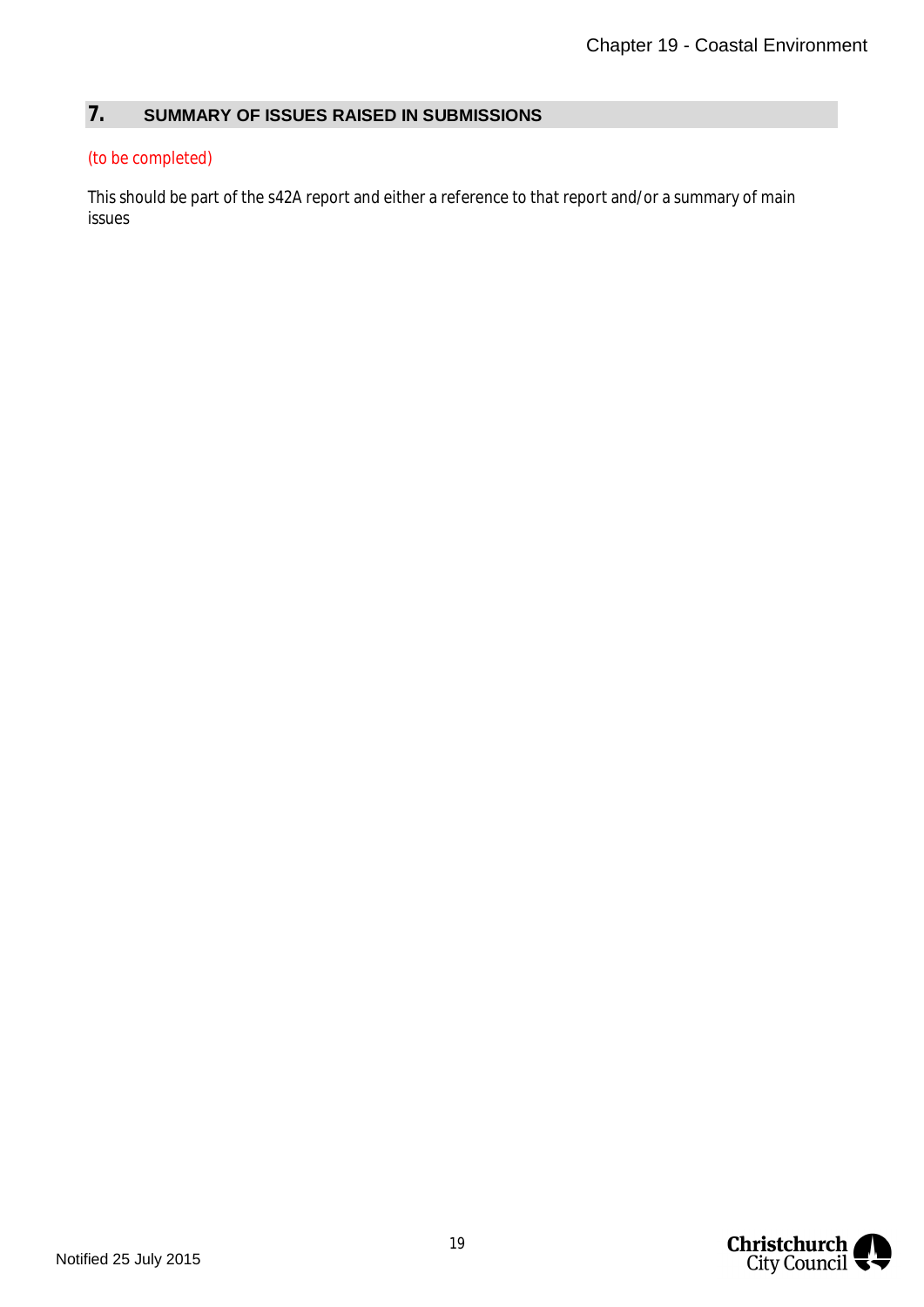## 7. SUMMARY OF ISSUES RAISED IN SUBMISSIONS

(to be completed)

This should be part of the s42A report and either a reference to that report and/or a summary of main issues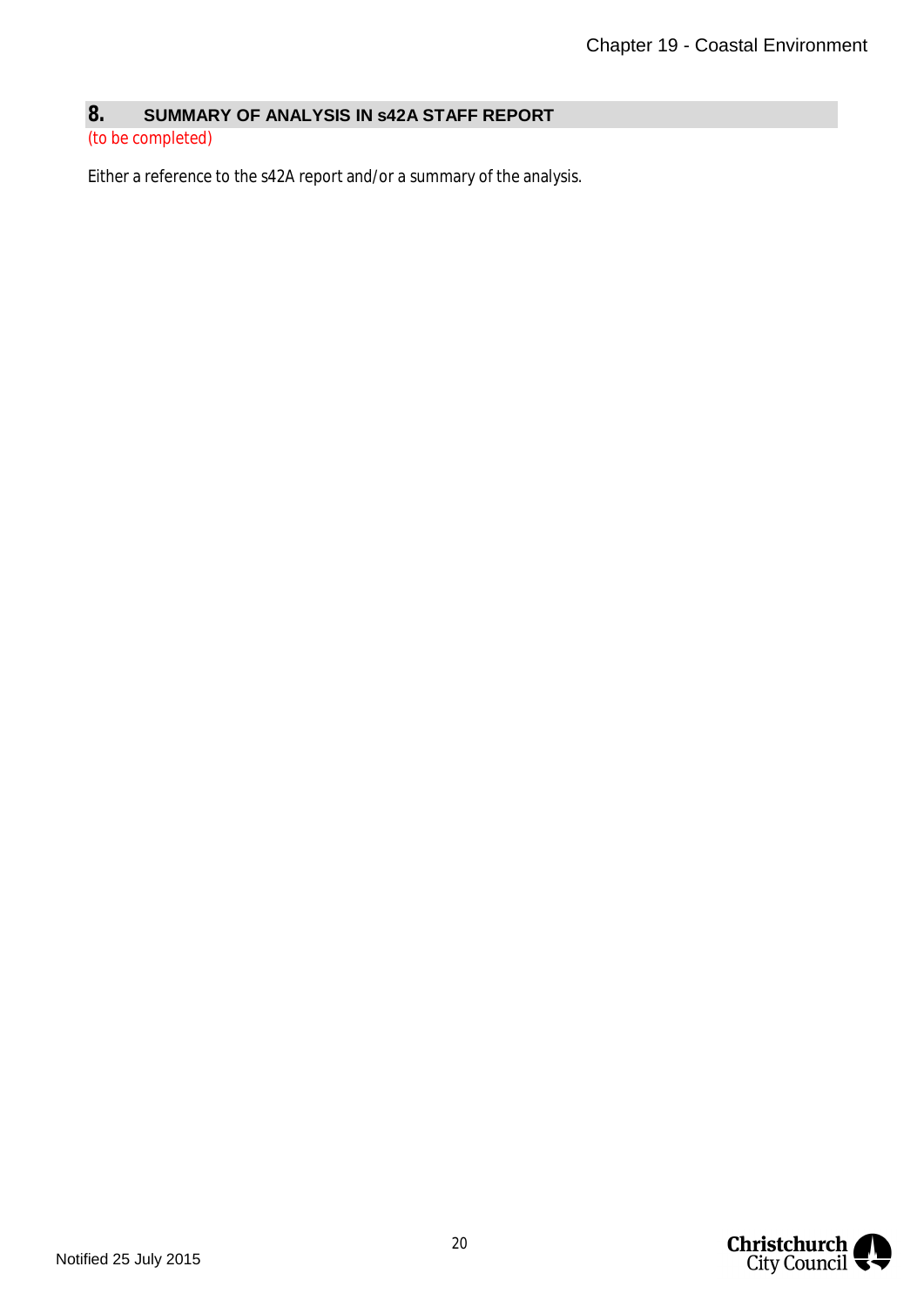## 8. SUMMARY OF ANALYSIS IN s42A STAFF REPORT

(to be completed)

Either a reference to the s42A report and/or a summary of the analysis.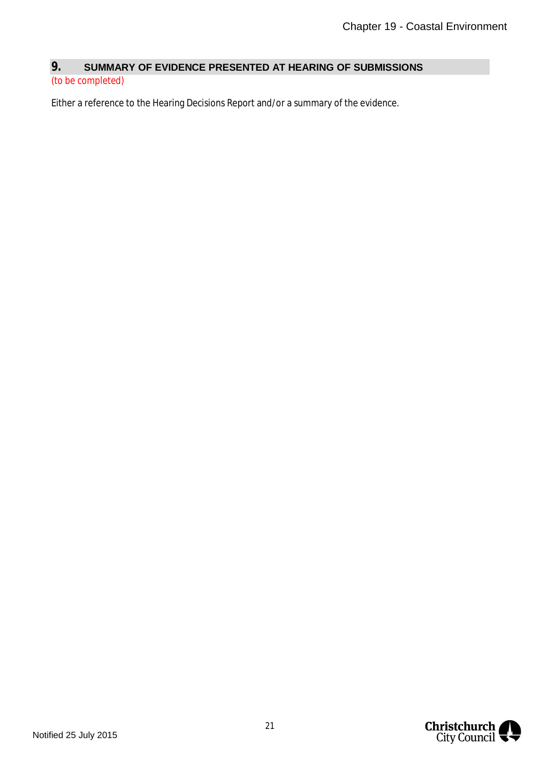## 9. SUMMARY OF EVIDENCE PRESENTED AT HEARING OF SUBMISSIONS

(to be completed)

Either a reference to the Hearing Decisions Report and/or a summary of the evidence.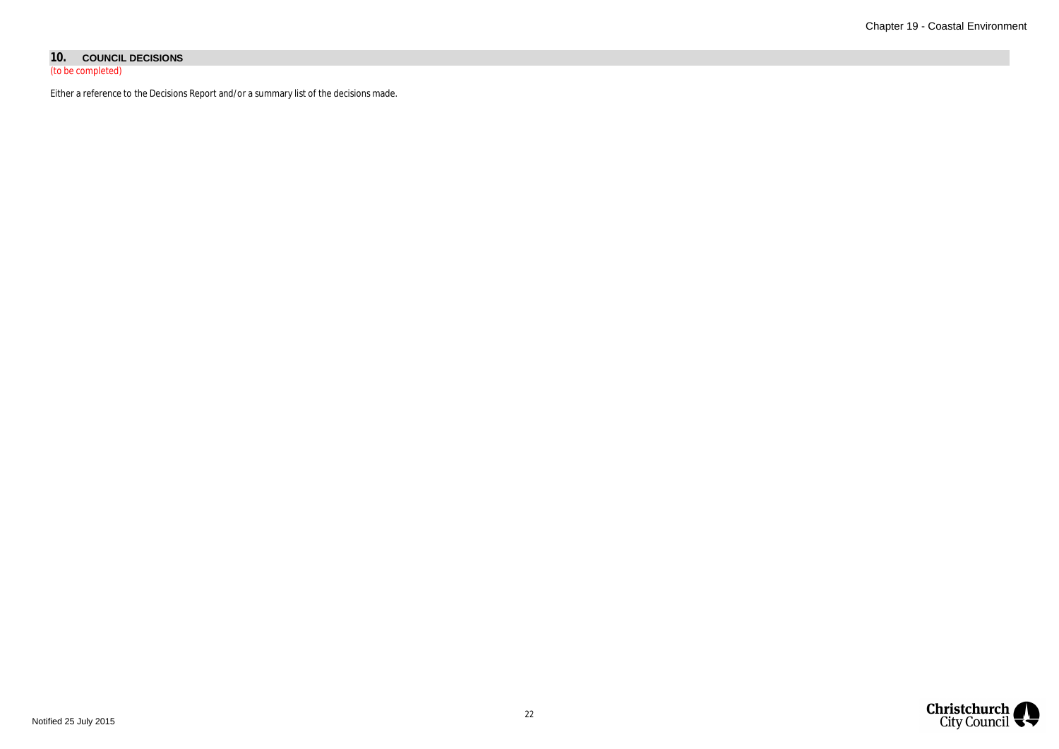## 10. COUNCIL DECISIONS

(to be completed)

Either a reference to the Decisions Report and/or a summary list of the decisions made.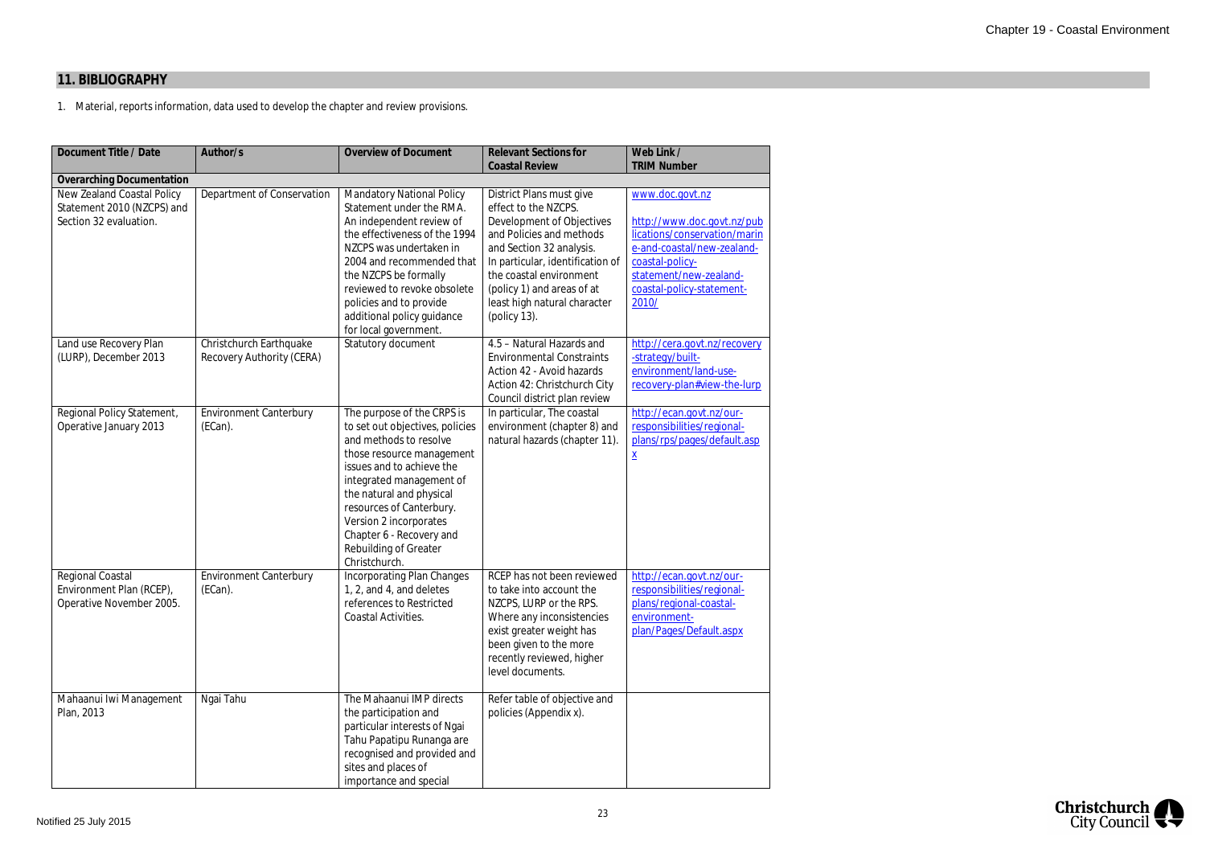## 11. BIBLIOGRAPHY

1. Material, reports information, data used to develop the chapter and review provisions.

| Document Title / Date | Author/s | Overview of Document | Relevant Sections for Coastal Review | Web Link / TRIM Number |
|---|---|---|---|---|
| **Overarching Documentation** | | | | |
| New Zealand Coastal Policy Statement 2010 (NZCPS) and Section 32 evaluation. | Department of Conservation | Mandatory National Policy Statement under the RMA. An independent review of the effectiveness of the 1994 NZCPS was undertaken in 2004 and recommended that the NZCPS be formally reviewed to revoke obsolete policies and to provide additional policy guidance for local government. | District Plans must give effect to the NZCPS. Development of Objectives and Policies and methods and Section 32 analysis. In particular, identification of the coastal environment (policy 1) and areas of at least high natural character (policy 13). | www.doc.govt.nz <br><br> http://www.doc.govt.nz/publications/conservation/marine-and-coastal/new-zealand-coastal-policy-statement/new-zealand-coastal-policy-statement-2010/ |
| Land use Recovery Plan (LURP), December 2013 | Christchurch Earthquake Recovery Authority (CERA) | Statutory document | 4.5 – Natural Hazards and Environmental Constraints Action 42 - Avoid hazards Action 42: Christchurch City Council district plan review | http://cera.govt.nz/recovery-strategy/built-environment/land-use-recovery-plan#view-the-lurp |
| Regional Policy Statement, Operative January 2013 | Environment Canterbury (ECan). | The purpose of the CRPS is to set out objectives, policies and methods to resolve those resource management issues and to achieve the integrated management of the natural and physical resources of Canterbury. Version 2 incorporates Chapter 6 - Recovery and Rebuilding of Greater Christchurch. | In particular, The coastal environment (chapter 8) and natural hazards (chapter 11). | http://ecan.govt.nz/our-responsibilities/regional-plans/rps/pages/default.aspx |
| Regional Coastal Environment Plan (RCEP), Operative November 2005. | Environment Canterbury (ECan). | Incorporating Plan Changes 1, 2, and 4, and deletes references to Restricted Coastal Activities. | RCEP has not been reviewed to take into account the NZCPS, LURP or the RPS. Where any inconsistencies exist greater weight has been given to the more recently reviewed, higher level documents. | http://ecan.govt.nz/our-responsibilities/regional-plans/regional-coastal-environment-plan/Pages/Default.aspx |
| Mahaanui Iwi Management Plan, 2013 | Ngai Tahu | The Mahaanui IMP directs the participation and particular interests of Ngai Tahu Papatipu Runanga are recognised and provided and sites and places of importance and special | Refer table of objective and policies (Appendix x). | |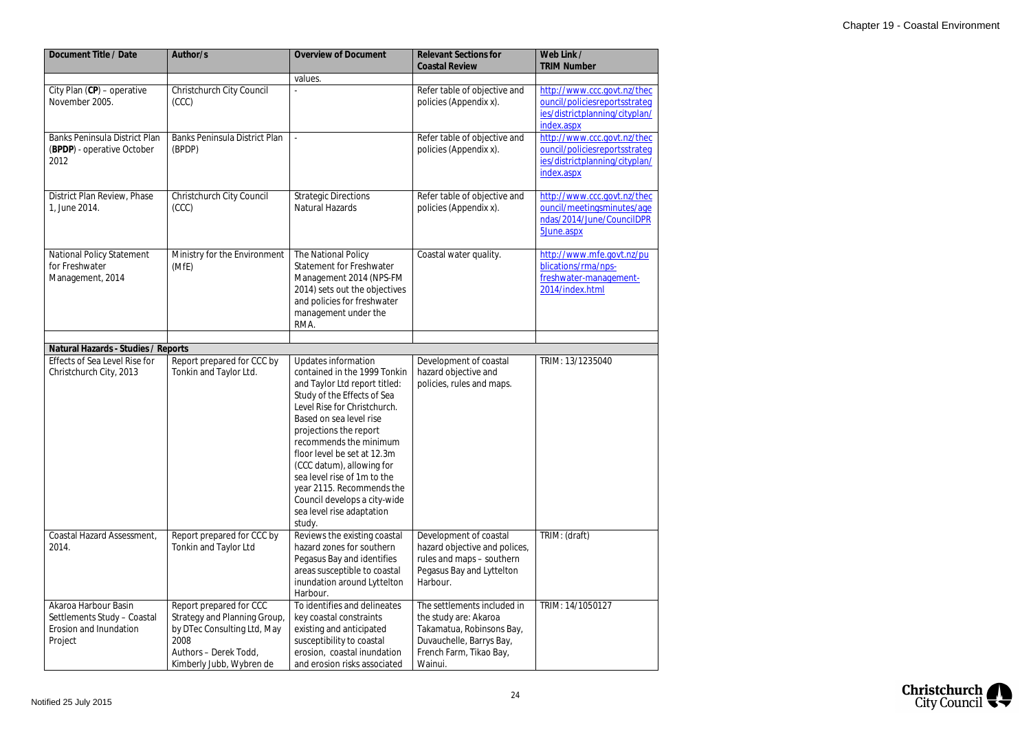| Document Title / Date | Author/s | Overview of Document | Relevant Sections for Coastal Review | Web Link / TRIM Number |
|---|---|---|---|---|
| | | values. | | |
| City Plan (**CP**) – operative November 2005. | Christchurch City Council (CCC) | - | Refer table of objective and policies (Appendix x). | http://www.ccc.govt.nz/thecouncil/policiesreportsstrategies/districtplanning/cityplan/index.aspx |
| Banks Peninsula District Plan (**BPDP**) - operative October 2012 | Banks Peninsula District Plan (BPDP) | - | Refer table of objective and policies (Appendix x). | http://www.ccc.govt.nz/thecouncil/policiesreportsstrategies/districtplanning/cityplan/index.aspx |
| District Plan Review, Phase 1, June 2014. | Christchurch City Council (CCC) | Strategic Directions Natural Hazards | Refer table of objective and policies (Appendix x). | http://www.ccc.govt.nz/thecouncil/meetingsminutes/agendas/2014/June/CouncilDPR5June.aspx |
| National Policy Statement for Freshwater Management, 2014 | Ministry for the Environment (MfE) | The National Policy Statement for Freshwater Management 2014 (NPS-FM 2014) sets out the objectives and policies for freshwater management under the RMA. | Coastal water quality. | http://www.mfe.govt.nz/publications/rma/nps-freshwater-management-2014/index.html |
| | | | | |
| **Natural Hazards - Studies / Reports** | | | | |
| Effects of Sea Level Rise for Christchurch City, 2013 | Report prepared for CCC by Tonkin and Taylor Ltd. | Updates information contained in the 1999 Tonkin and Taylor Ltd report titled: Study of the Effects of Sea Level Rise for Christchurch. Based on sea level rise projections the report recommends the minimum floor level be set at 12.3m (CCC datum), allowing for sea level rise of 1m to the year 2115. Recommends the Council develops a city-wide sea level rise adaptation study. | Development of coastal hazard objective and policies, rules and maps. | TRIM: 13/1235040 |
| Coastal Hazard Assessment, 2014. | Report prepared for CCC by Tonkin and Taylor Ltd | Reviews the existing coastal hazard zones for southern Pegasus Bay and identifies areas susceptible to coastal inundation around Lyttelton Harbour. | Development of coastal hazard objective and polices, rules and maps – southern Pegasus Bay and Lyttelton Harbour. | TRIM: (draft) |
| Akaroa Harbour Basin Settlements Study – Coastal Erosion and Inundation Project | Report prepared for CCC Strategy and Planning Group, by DTec Consulting Ltd, May 2008 Authors – Derek Todd, Kimberly Jubb, Wybren de | To identifies and delineates key coastal constraints existing and anticipated susceptibility to coastal erosion, coastal inundation and erosion risks associated | The settlements included in the study are: Akaroa Takamatua, Robinsons Bay, Duvauchelle, Barrys Bay, French Farm, Tikao Bay, Wainui. | TRIM: 14/1050127 |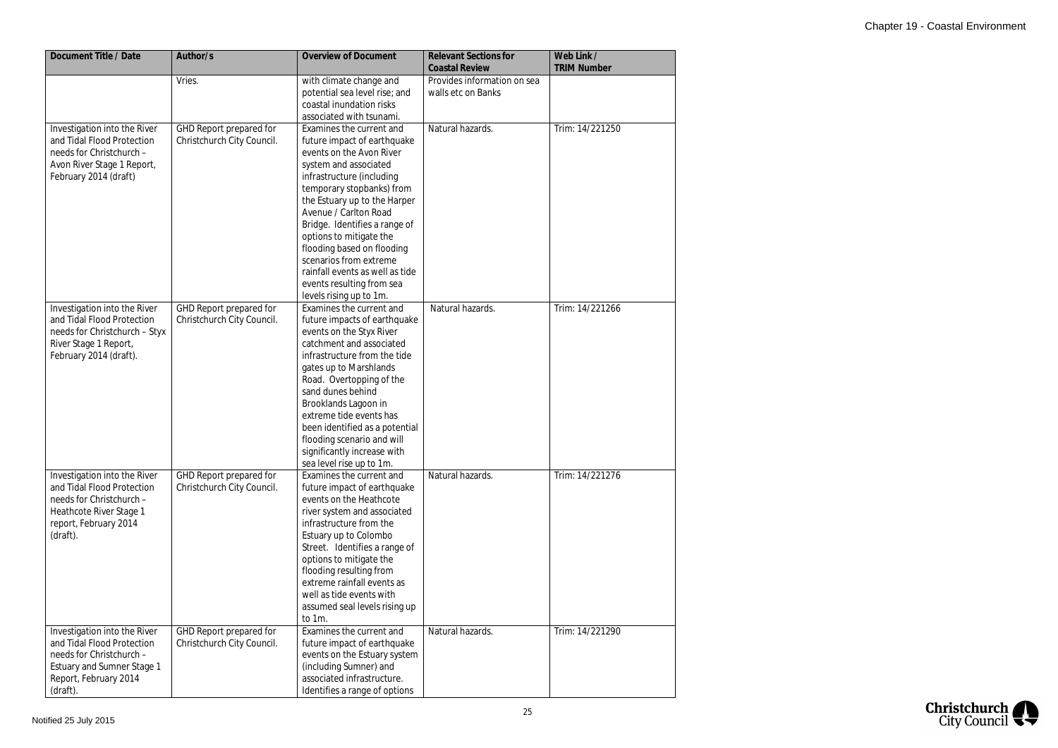| Document Title / Date | Author/s | Overview of Document | Relevant Sections for Coastal Review | Web Link / TRIM Number |
|---|---|---|---|---|
| | Vries. | with climate change and potential sea level rise; and coastal inundation risks associated with tsunami. | Provides information on sea walls etc on Banks | |
| Investigation into the River and Tidal Flood Protection needs for Christchurch – Avon River Stage 1 Report, February 2014 (draft) | GHD Report prepared for Christchurch City Council. | Examines the current and future impact of earthquake events on the Avon River system and associated infrastructure (including temporary stopbanks) from the Estuary up to the Harper Avenue / Carlton Road Bridge. Identifies a range of options to mitigate the flooding based on flooding scenarios from extreme rainfall events as well as tide events resulting from sea levels rising up to 1m. | Natural hazards. | Trim: 14/221250 |
| Investigation into the River and Tidal Flood Protection needs for Christchurch – Styx River Stage 1 Report, February 2014 (draft). | GHD Report prepared for Christchurch City Council. | Examines the current and future impacts of earthquake events on the Styx River catchment and associated infrastructure from the tide gates up to Marshlands Road. Overtopping of the sand dunes behind Brooklands Lagoon in extreme tide events has been identified as a potential flooding scenario and will significantly increase with sea level rise up to 1m. | Natural hazards. | Trim: 14/221266 |
| Investigation into the River and Tidal Flood Protection needs for Christchurch – Heathcote River Stage 1 report, February 2014 (draft). | GHD Report prepared for Christchurch City Council. | Examines the current and future impact of earthquake events on the Heathcote river system and associated infrastructure from the Estuary up to Colombo Street. Identifies a range of options to mitigate the flooding resulting from extreme rainfall events as well as tide events with assumed seal levels rising up to 1m. | Natural hazards. | Trim: 14/221276 |
| Investigation into the River and Tidal Flood Protection needs for Christchurch – Estuary and Sumner Stage 1 Report, February 2014 (draft). | GHD Report prepared for Christchurch City Council. | Examines the current and future impact of earthquake events on the Estuary system (including Sumner) and associated infrastructure. Identifies a range of options | Natural hazards. | Trim: 14/221290 |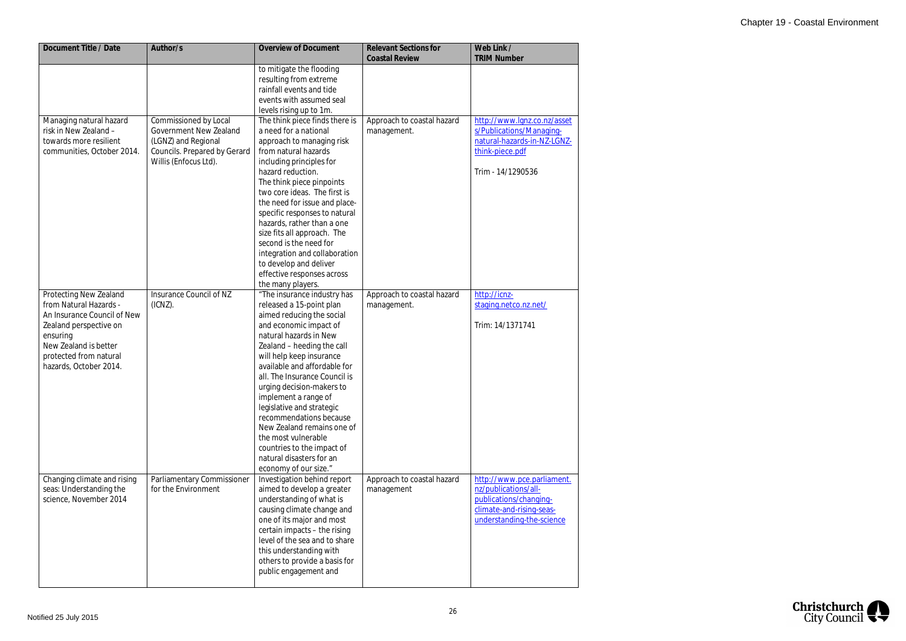| Document Title / Date | Author/s | Overview of Document | Relevant Sections for Coastal Review | Web Link / TRIM Number |
|---|---|---|---|---|
| | | to mitigate the flooding resulting from extreme rainfall events and tide events with assumed seal levels rising up to 1m. | | |
| Managing natural hazard risk in New Zealand – towards more resilient communities, October 2014. | Commissioned by Local Government New Zealand (LGNZ) and Regional Councils. Prepared by Gerard Willis (Enfocus Ltd). | The think piece finds there is a need for a national approach to managing risk from natural hazards including principles for hazard reduction. The think piece pinpoints two core ideas. The first is the need for issue and place-specific responses to natural hazards, rather than a one size fits all approach. The second is the need for integration and collaboration to develop and deliver effective responses across the many players. | Approach to coastal hazard management. | http://www.lgnz.co.nz/assets/Publications/Managing-natural-hazards-in-NZ-LGNZ-think-piece.pdf<br><br>Trim - 14/1290536 |
| Protecting New Zealand from Natural Hazards - An Insurance Council of New Zealand perspective on ensuring New Zealand is better protected from natural hazards, October 2014. | Insurance Council of NZ (ICNZ). | "The insurance industry has released a 15-point plan aimed reducing the social and economic impact of natural hazards in New Zealand – heeding the call will help keep insurance available and affordable for all. The Insurance Council is urging decision-makers to implement a range of legislative and strategic recommendations because New Zealand remains one of the most vulnerable countries to the impact of natural disasters for an economy of our size." | Approach to coastal hazard management. | http://icnz-staging.netco.nz.net/<br><br>Trim: 14/1371741 |
| Changing climate and rising seas: Understanding the science, November 2014 | Parliamentary Commissioner for the Environment | Investigation behind report aimed to develop a greater understanding of what is causing climate change and one of its major and most certain impacts – the rising level of the sea and to share this understanding with others to provide a basis for public engagement and | Approach to coastal hazard management | http://www.pce.parliament.nz/publications/all-publications/changing-climate-and-rising-seas-understanding-the-science |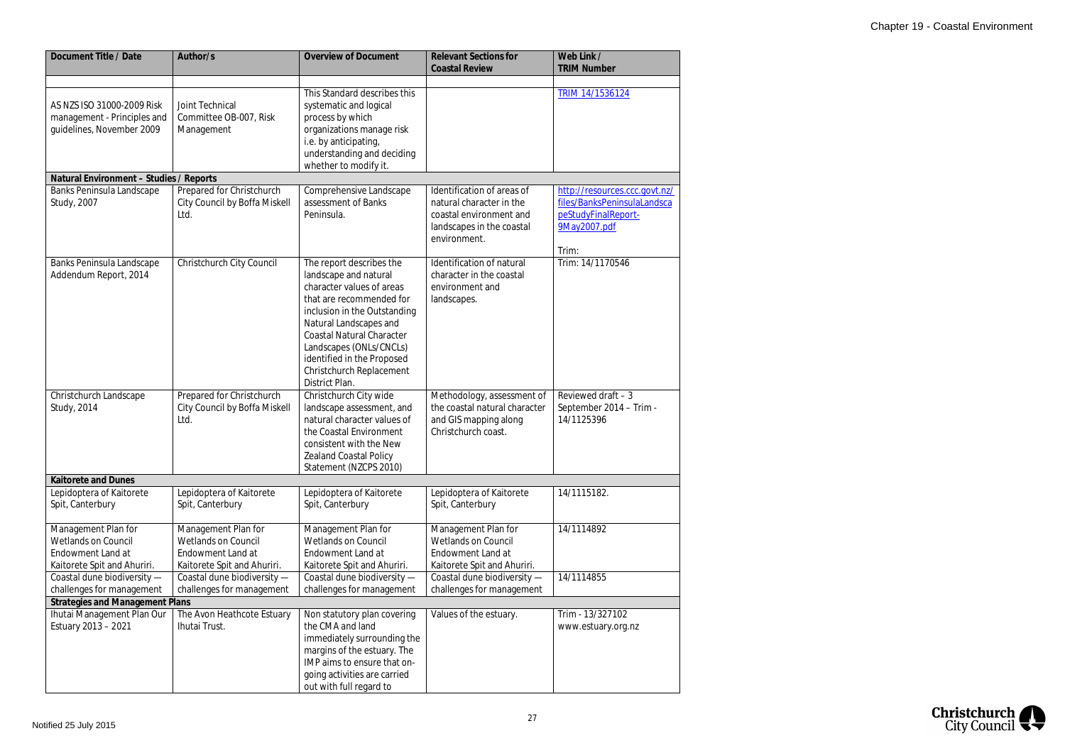| Document Title / Date | Author/s | Overview of Document | Relevant Sections for Coastal Review | Web Link / TRIM Number |
|---|---|---|---|---|
| | | | | |
| AS NZS ISO 31000-2009 Risk management - Principles and guidelines, November 2009 | Joint Technical Committee OB-007, Risk Management | This Standard describes this systematic and logical process by which organizations manage risk i.e. by anticipating, understanding and deciding whether to modify it. | | TRIM 14/1536124 |
| **Natural Environment – Studies / Reports** | | | | |
| Banks Peninsula Landscape Study, 2007 | Prepared for Christchurch City Council by Boffa Miskell Ltd. | Comprehensive Landscape assessment of Banks Peninsula. | Identification of areas of natural character in the coastal environment and landscapes in the coastal environment. | http://resources.ccc.govt.nz/files/BanksPeninsulaLandscapeStudyFinalReport-9May2007.pdf<br><br>Trim: |
| Banks Peninsula Landscape Addendum Report, 2014 | Christchurch City Council | The report describes the landscape and natural character values of areas that are recommended for inclusion in the Outstanding Natural Landscapes and Coastal Natural Character Landscapes (ONLs/CNCLs) identified in the Proposed Christchurch Replacement District Plan. | Identification of natural character in the coastal environment and landscapes. | Trim: 14/1170546 |
| Christchurch Landscape Study, 2014 | Prepared for Christchurch City Council by Boffa Miskell Ltd. | Christchurch City wide landscape assessment, and natural character values of the Coastal Environment consistent with the New Zealand Coastal Policy Statement (NZCPS 2010) | Methodology, assessment of the coastal natural character and GIS mapping along Christchurch coast. | Reviewed draft – 3 September 2014 – Trim - 14/1125396 |
| **Kaitorete and Dunes** | | | | |
| Lepidoptera of Kaitorete Spit, Canterbury | Lepidoptera of Kaitorete Spit, Canterbury | Lepidoptera of Kaitorete Spit, Canterbury | Lepidoptera of Kaitorete Spit, Canterbury | 14/1115182. |
| Management Plan for Wetlands on Council Endowment Land at Kaitorete Spit and Ahuriri. | Management Plan for Wetlands on Council Endowment Land at Kaitorete Spit and Ahuriri. | Management Plan for Wetlands on Council Endowment Land at Kaitorete Spit and Ahuriri. | Management Plan for Wetlands on Council Endowment Land at Kaitorete Spit and Ahuriri. | 14/1114892 |
| Coastal dune biodiversity — challenges for management | Coastal dune biodiversity — challenges for management | Coastal dune biodiversity — challenges for management | Coastal dune biodiversity — challenges for management | 14/1114855 |
| **Strategies and Management Plans** | | | | |
| Ihutai Management Plan Our Estuary 2013 – 2021 | The Avon Heathcote Estuary Ihutai Trust. | Non statutory plan covering the CMA and land immediately surrounding the margins of the estuary. The IMP aims to ensure that on-going activities are carried out with full regard to | Values of the estuary. | Trim - 13/327102<br>www.estuary.org.nz |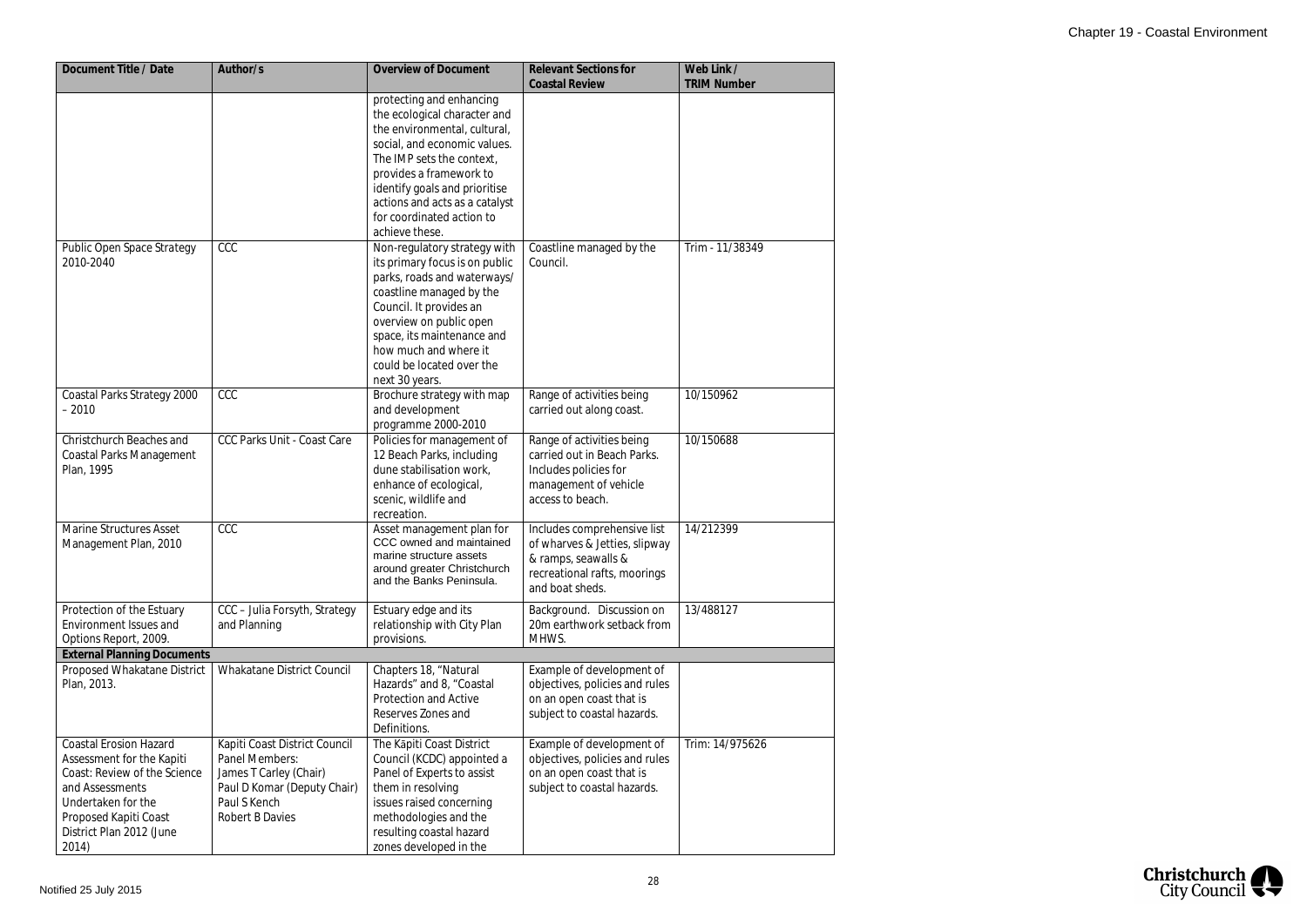| Document Title / Date | Author/s | Overview of Document | Relevant Sections for Coastal Review | Web Link / TRIM Number |
|---|---|---|---|---|
| | | protecting and enhancing the ecological character and the environmental, cultural, social, and economic values. The IMP sets the context, provides a framework to identify goals and prioritise actions and acts as a catalyst for coordinated action to achieve these. | | |
| Public Open Space Strategy 2010-2040 | CCC | Non-regulatory strategy with its primary focus is on public parks, roads and waterways/ coastline managed by the Council. It provides an overview on public open space, its maintenance and how much and where it could be located over the next 30 years. | Coastline managed by the Council. | Trim - 11/38349 |
| Coastal Parks Strategy 2000 – 2010 | CCC | Brochure strategy with map and development programme 2000-2010 | Range of activities being carried out along coast. | 10/150962 |
| Christchurch Beaches and Coastal Parks Management Plan, 1995 | CCC Parks Unit - Coast Care | Policies for management of 12 Beach Parks, including dune stabilisation work, enhance of ecological, scenic, wildlife and recreation. | Range of activities being carried out in Beach Parks. Includes policies for management of vehicle access to beach. | 10/150688 |
| Marine Structures Asset Management Plan, 2010 | CCC | Asset management plan for CCC owned and maintained marine structure assets around greater Christchurch and the Banks Peninsula. | Includes comprehensive list of wharves & Jetties, slipway & ramps, seawalls & recreational rafts, moorings and boat sheds. | 14/212399 |
| Protection of the Estuary Environment Issues and Options Report, 2009. | CCC – Julia Forsyth, Strategy and Planning | Estuary edge and its relationship with City Plan provisions. | Background. Discussion on 20m earthwork setback from MHWS. | 13/488127 |
| **External Planning Documents** | | | | |
| Proposed Whakatane District Plan, 2013. | Whakatane District Council | Chapters 18, "Natural Hazards" and 8, "Coastal Protection and Active Reserves Zones and Definitions. | Example of development of objectives, policies and rules on an open coast that is subject to coastal hazards. | |
| Coastal Erosion Hazard Assessment for the Kapiti Coast: Review of the Science and Assessments Undertaken for the Proposed Kapiti Coast District Plan 2012 (June 2014) | Kapiti Coast District Council Panel Members: James T Carley (Chair) Paul D Komar (Deputy Chair) Paul S Kench Robert B Davies | The Kapiti Coast District Council (KCDC) appointed a Panel of Experts to assist them in resolving issues raised concerning methodologies and the resulting coastal hazard zones developed in the | Example of development of objectives, policies and rules on an open coast that is subject to coastal hazards. | Trim: 14/975626 |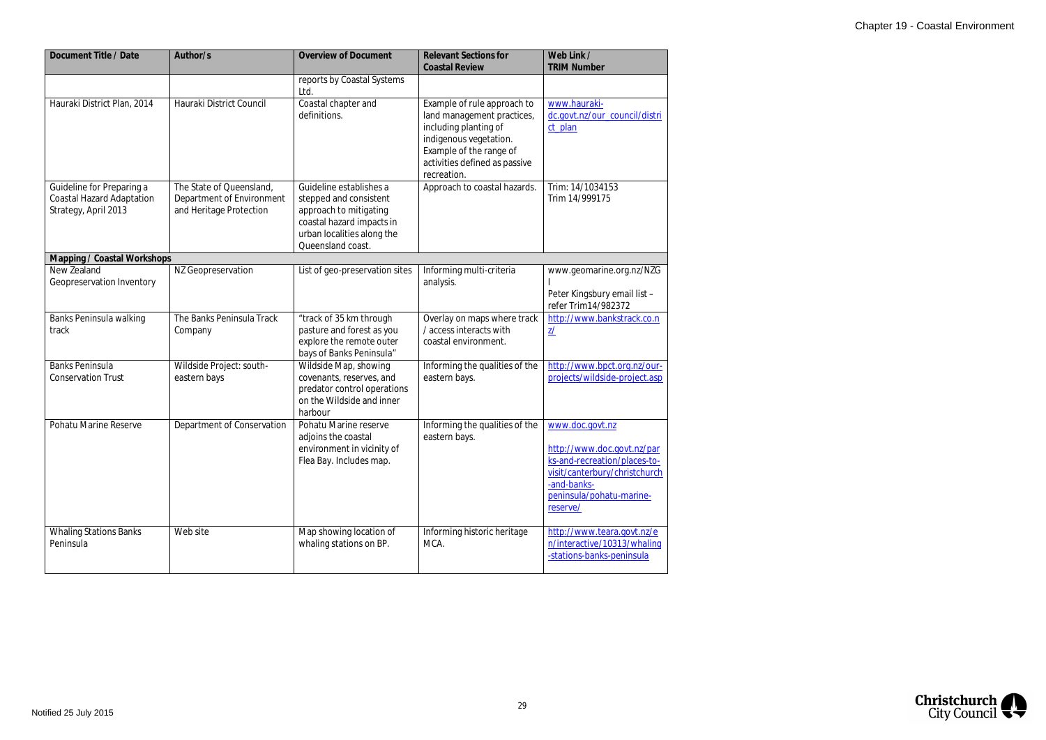| Document Title / Date | Author/s | Overview of Document | Relevant Sections for Coastal Review | Web Link / TRIM Number |
|---|---|---|---|---|
| | | reports by Coastal Systems Ltd. | | |
| Hauraki District Plan, 2014 | Hauraki District Council | Coastal chapter and definitions. | Example of rule approach to land management practices, including planting of indigenous vegetation. Example of the range of activities defined as passive recreation. | www.hauraki-dc.govt.nz/our_council/district_plan |
| Guideline for Preparing a Coastal Hazard Adaptation Strategy, April 2013 | The State of Queensland, Department of Environment and Heritage Protection | Guideline establishes a stepped and consistent approach to mitigating coastal hazard impacts in urban localities along the Queensland coast. | Approach to coastal hazards. | Trim: 14/1034153 Trim 14/999175 |
| **Mapping / Coastal Workshops** | | | | |
| New Zealand Geopreservation Inventory | NZ Geopreservation | List of geo-preservation sites | Informing multi-criteria analysis. | www.geomarine.org.nz/NZGI<br><br>Peter Kingsbury email list – refer Trim14/982372 |
| Banks Peninsula walking track | The Banks Peninsula Track Company | "track of 35 km through pasture and forest as you explore the remote outer bays of Banks Peninsula" | Overlay on maps where track / access interacts with coastal environment. | http://www.bankstrack.co.nz/ |
| Banks Peninsula Conservation Trust | Wildside Project: south-eastern bays | Wildside Map, showing covenants, reserves, and predator control operations on the Wildside and inner harbour | Informing the qualities of the eastern bays. | http://www.bpct.org.nz/our-projects/wildside-project.asp |
| Pohatu Marine Reserve | Department of Conservation | Pohatu Marine reserve adjoins the coastal environment in vicinity of Flea Bay. Includes map. | Informing the qualities of the eastern bays. | www.doc.govt.nz<br><br>http://www.doc.govt.nz/parks-and-recreation/places-to-visit/canterbury/christchurch-and-banks-peninsula/pohatu-marine-reserve/ |
| Whaling Stations Banks Peninsula | Web site | Map showing location of whaling stations on BP. | Informing historic heritage MCA. | http://www.teara.govt.nz/en/interactive/10313/whaling-stations-banks-peninsula |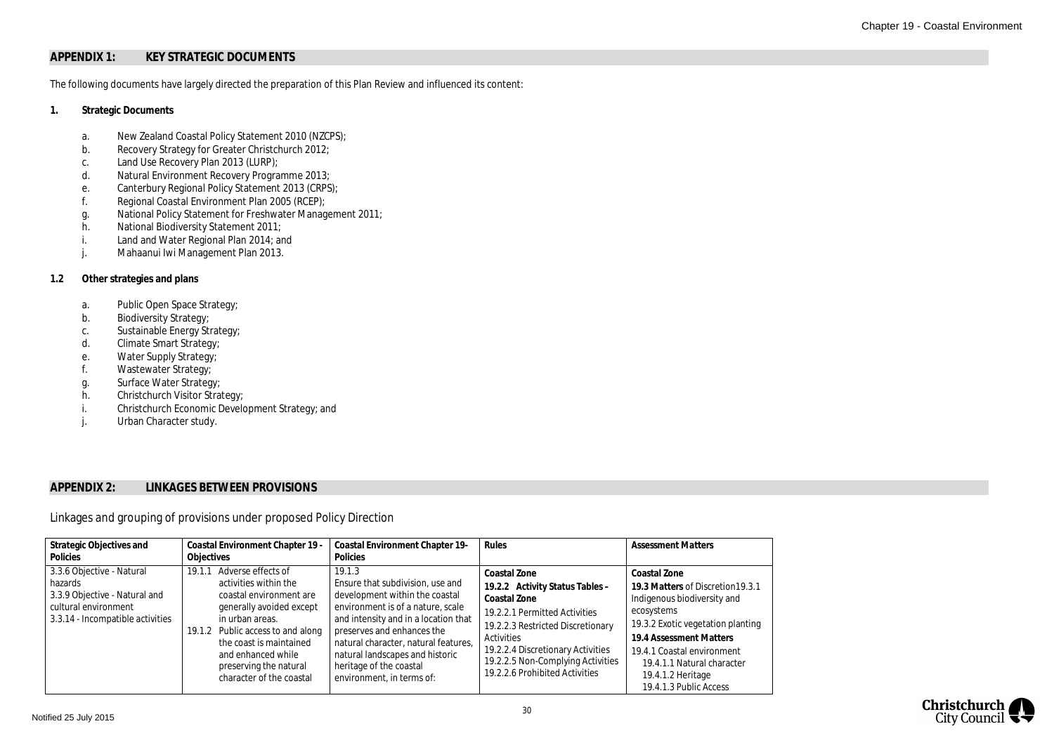## APPENDIX 1: KEY STRATEGIC DOCUMENTS

The following documents have largely directed the preparation of this Plan Review and influenced its content:

**1. Strategic Documents**

a. New Zealand Coastal Policy Statement 2010 (NZCPS);
b. Recovery Strategy for Greater Christchurch 2012;
c. Land Use Recovery Plan 2013 (LURP);
d. Natural Environment Recovery Programme 2013;
e. Canterbury Regional Policy Statement 2013 (CRPS);
f. Regional Coastal Environment Plan 2005 (RCEP);
g. National Policy Statement for Freshwater Management 2011;
h. National Biodiversity Statement 2011;
i. Land and Water Regional Plan 2014; and
j. Mahaanui Iwi Management Plan 2013.

**1.2 Other strategies and plans**

a. Public Open Space Strategy;
b. Biodiversity Strategy;
c. Sustainable Energy Strategy;
d. Climate Smart Strategy;
e. Water Supply Strategy;
f. Wastewater Strategy;
g. Surface Water Strategy;
h. Christchurch Visitor Strategy;
i. Christchurch Economic Development Strategy; and
j. Urban Character study.

## APPENDIX 2: LINKAGES BETWEEN PROVISIONS

Linkages and grouping of provisions under proposed Policy Direction

| Strategic Objectives and Policies | Coastal Environment Chapter 19 - Objectives | Coastal Environment Chapter 19- Policies | Rules | Assessment Matters |
|---|---|---|---|---|
| 3.3.6 Objective - Natural hazards<br>3.3.9 Objective - Natural and cultural environment<br>3.3.14 - Incompatible activities | 19.1.1 Adverse effects of activities within the coastal environment are generally avoided except in urban areas.<br>19.1.2 Public access to and along the coast is maintained and enhanced while preserving the natural character of the coastal | 19.1.3<br>Ensure that subdivision, use and development within the coastal environment is of a nature, scale and intensity and in a location that preserves and enhances the natural character, natural features, natural landscapes and historic heritage of the coastal environment, in terms of: | **Coastal Zone**<br>**19.2.2 Activity Status Tables – Coastal Zone**<br>19.2.2.1 Permitted Activities<br>19.2.2.3 Restricted Discretionary Activities<br>19.2.2.4 Discretionary Activities<br>19.2.2.5 Non-Complying Activities<br>19.2.2.6 Prohibited Activities | **Coastal Zone**<br>**19.3 Matters** of Discretion19.3.1 Indigenous biodiversity and ecosystems<br>19.3.2 Exotic vegetation planting<br>**19.4 Assessment Matters**<br>19.4.1 Coastal environment<br>19.4.1.1 Natural character<br>19.4.1.2 Heritage<br>19.4.1.3 Public Access |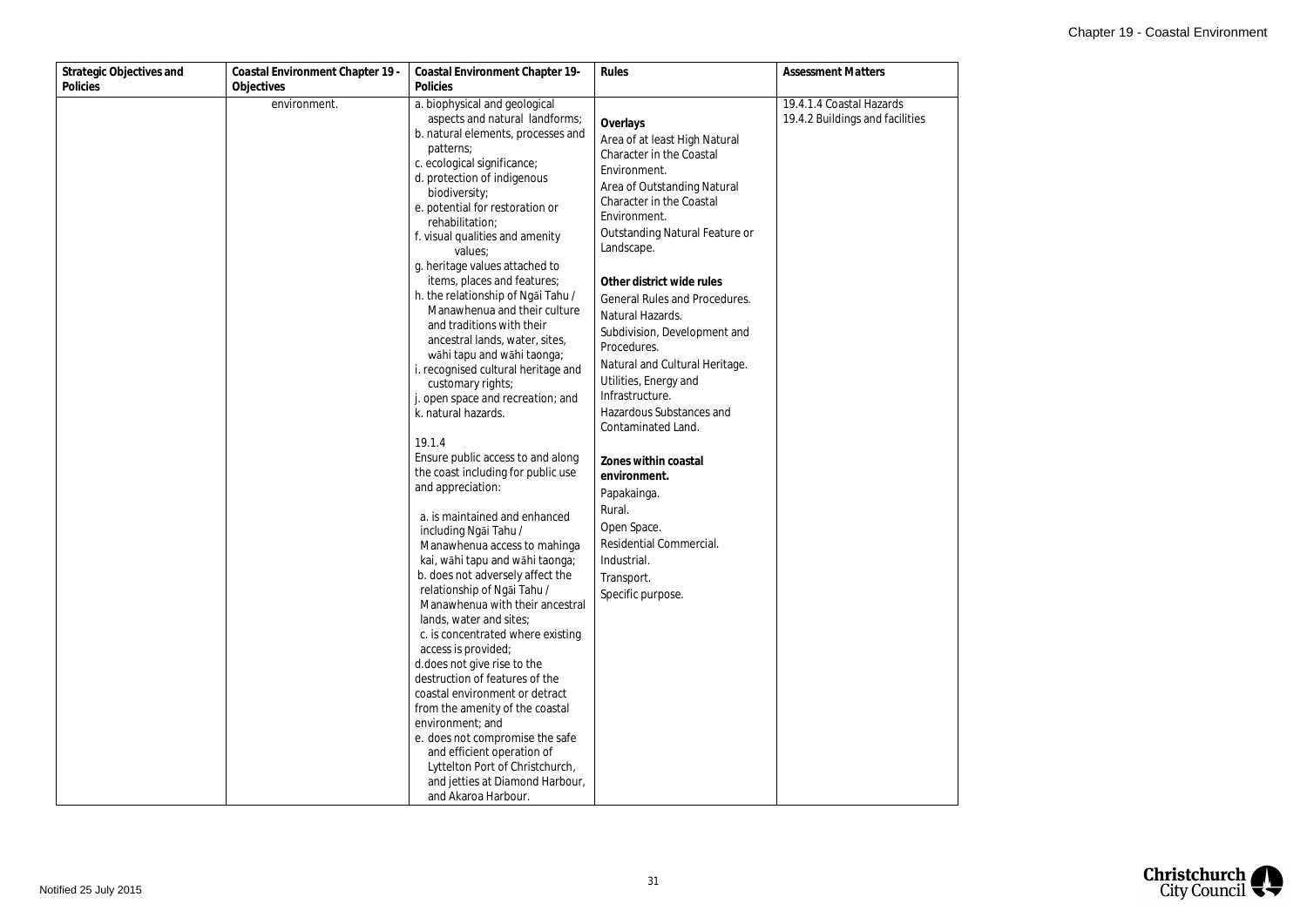| Strategic Objectives and Policies | Coastal Environment Chapter 19 - Objectives | Coastal Environment Chapter 19- Policies | Rules | Assessment Matters |
|---|---|---|---|---|
| | environment. | a. biophysical and geological aspects and natural landforms;<br>b. natural elements, processes and patterns;<br>c. ecological significance;<br>d. protection of indigenous biodiversity;<br>e. potential for restoration or rehabilitation;<br>f. visual qualities and amenity values;<br>g. heritage values attached to items, places and features;<br>h. the relationship of Ngāi Tahu / Manawhenua and their culture and traditions with their ancestral lands, water, sites, wāhi tapu and wāhi taonga;<br>i. recognised cultural heritage and customary rights;<br>j. open space and recreation; and<br>k. natural hazards.<br><br>19.1.4<br>Ensure public access to and along the coast including for public use and appreciation:<br><br>a. is maintained and enhanced including Ngāi Tahu / Manawhenua access to mahinga kai, wāhi tapu and wāhi taonga;<br>b. does not adversely affect the relationship of Ngāi Tahu / Manawhenua with their ancestral lands, water and sites;<br>c. is concentrated where existing access is provided;<br>d. does not give rise to the destruction of features of the coastal environment or detract from the amenity of the coastal environment; and<br>e. does not compromise the safe and efficient operation of Lyttelton Port of Christchurch, and jetties at Diamond Harbour, and Akaroa Harbour. | **Overlays**<br>Area of at least High Natural Character in the Coastal Environment.<br>Area of Outstanding Natural Character in the Coastal Environment.<br>Outstanding Natural Feature or Landscape.<br><br>**Other district wide rules**<br>General Rules and Procedures.<br>Natural Hazards.<br>Subdivision, Development and Procedures.<br>Natural and Cultural Heritage.<br>Utilities, Energy and Infrastructure.<br>Hazardous Substances and Contaminated Land.<br><br>**Zones within coastal environment.**<br>Papakainga.<br>Rural.<br>Open Space.<br>Residential Commercial.<br>Industrial.<br>Transport.<br>Specific purpose. | 19.4.1.4 Coastal Hazards<br>19.4.2 Buildings and facilities |